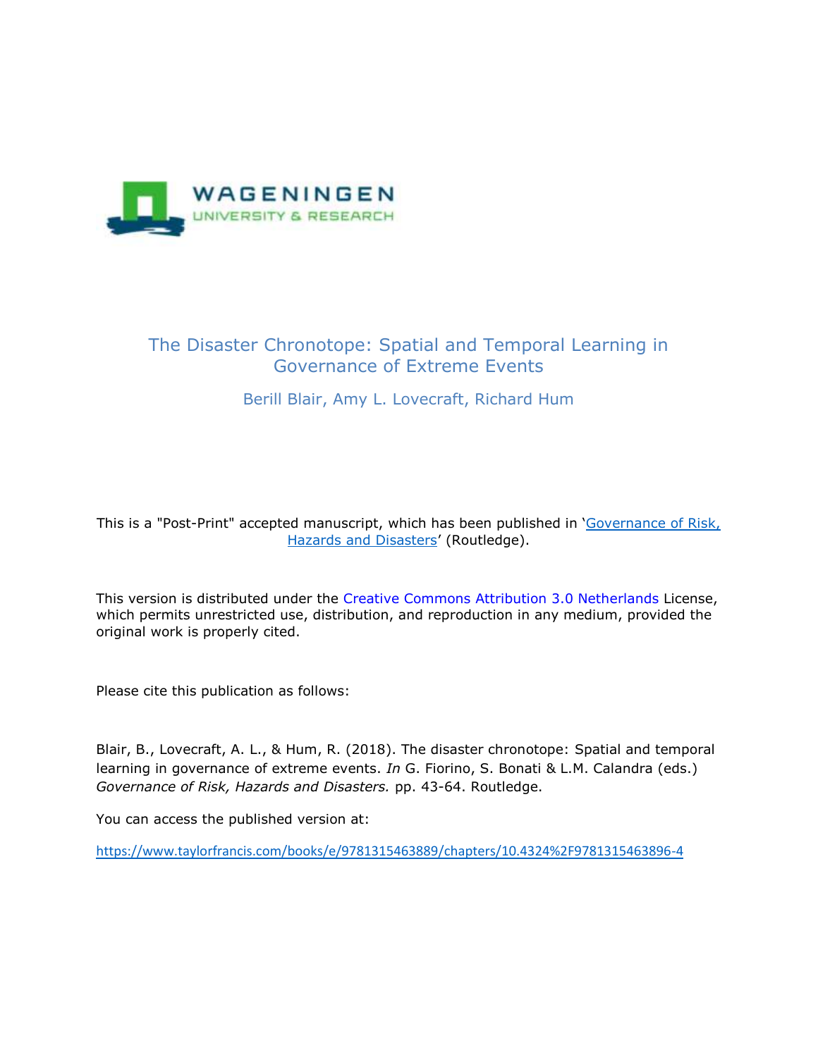# The Disaster Chronotope: Spatial and Temporal Learning in Governance of Extreme Events

Berill Blair, Amy L. Lovecraft, Richard Hum

This is a "Post-Print" accepted manuscript, which has been published in 'Governance of Risk, Hazards and Disasters' (Routledge).

This version is distributed under the Creative Commons Attribution 3.0 Netherlands License, which permits unrestricted use, distribution, and reproduction in any medium, provided the original work is properly cited.

Please cite this publication as follows:

Blair, B., Lovecraft, A. L., & Hum, R. (2018). The disaster chronotope: Spatial and temporal learning in governance of extreme events. *In* G. Fiorino, S. Bonati & L.M. Calandra (eds.) *Governance of Risk, Hazards and Disasters.* pp. 43-64. Routledge.

You can access the published version at:

https://www.taylorfrancis.com/books/e/9781315463889/chapters/10.4324%2F9781315463896-4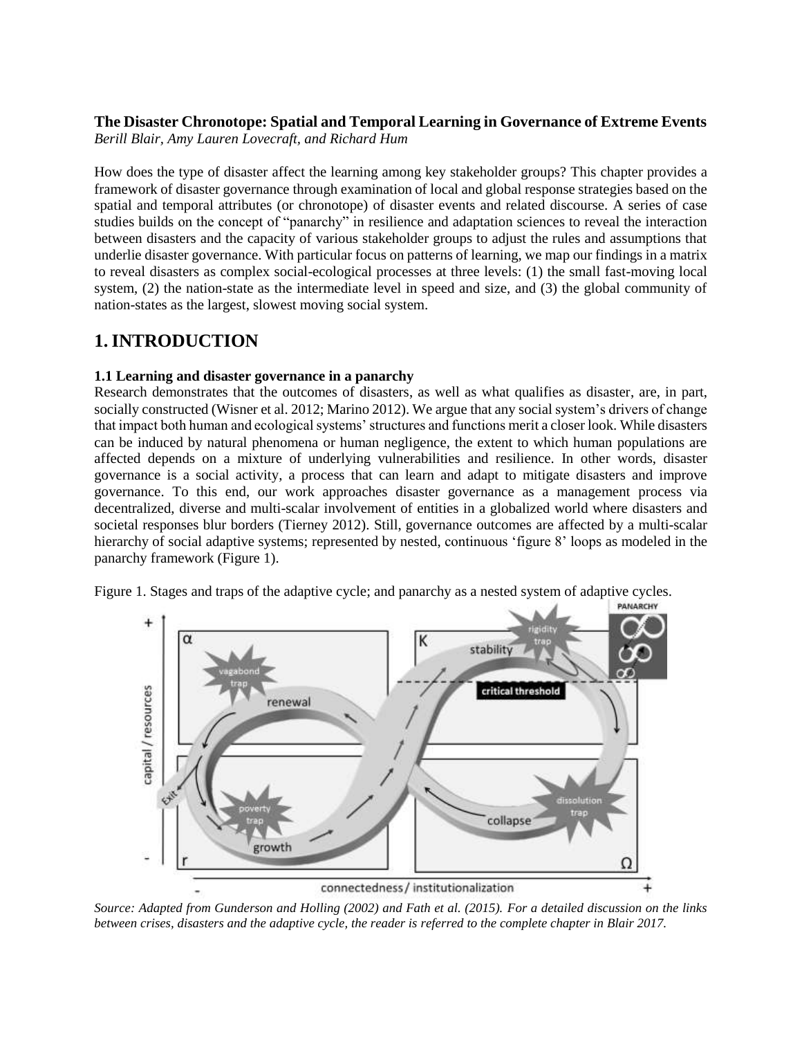**The Disaster Chronotope: Spatial and Temporal Learning in Governance of Extreme Events**
*Berill Blair, Amy Lauren Lovecraft, and Richard Hum*

How does the type of disaster affect the learning among key stakeholder groups? This chapter provides a framework of disaster governance through examination of local and global response strategies based on the spatial and temporal attributes (or chronotope) of disaster events and related discourse. A series of case studies builds on the concept of "panarchy" in resilience and adaptation sciences to reveal the interaction between disasters and the capacity of various stakeholder groups to adjust the rules and assumptions that underlie disaster governance. With particular focus on patterns of learning, we map our findings in a matrix to reveal disasters as complex social-ecological processes at three levels: (1) the small fast-moving local system, (2) the nation-state as the intermediate level in speed and size, and (3) the global community of nation-states as the largest, slowest moving social system.

# 1. INTRODUCTION

### 1.1 Learning and disaster governance in a panarchy

Research demonstrates that the outcomes of disasters, as well as what qualifies as disaster, are, in part, socially constructed (Wisner et al. 2012; Marino 2012). We argue that any social system's drivers of change that impact both human and ecological systems' structures and functions merit a closer look. While disasters can be induced by natural phenomena or human negligence, the extent to which human populations are affected depends on a mixture of underlying vulnerabilities and resilience. In other words, disaster governance is a social activity, a process that can learn and adapt to mitigate disasters and improve governance. To this end, our work approaches disaster governance as a management process via decentralized, diverse and multi-scalar involvement of entities in a globalized world where disasters and societal responses blur borders (Tierney 2012). Still, governance outcomes are affected by a multi-scalar hierarchy of social adaptive systems; represented by nested, continuous 'figure 8' loops as modeled in the panarchy framework (Figure 1).

Figure 1. Stages and traps of the adaptive cycle; and panarchy as a nested system of adaptive cycles.

*Source: Adapted from Gunderson and Holling (2002) and Fath et al. (2015). For a detailed discussion on the links between crises, disasters and the adaptive cycle, the reader is referred to the complete chapter in Blair 2017.*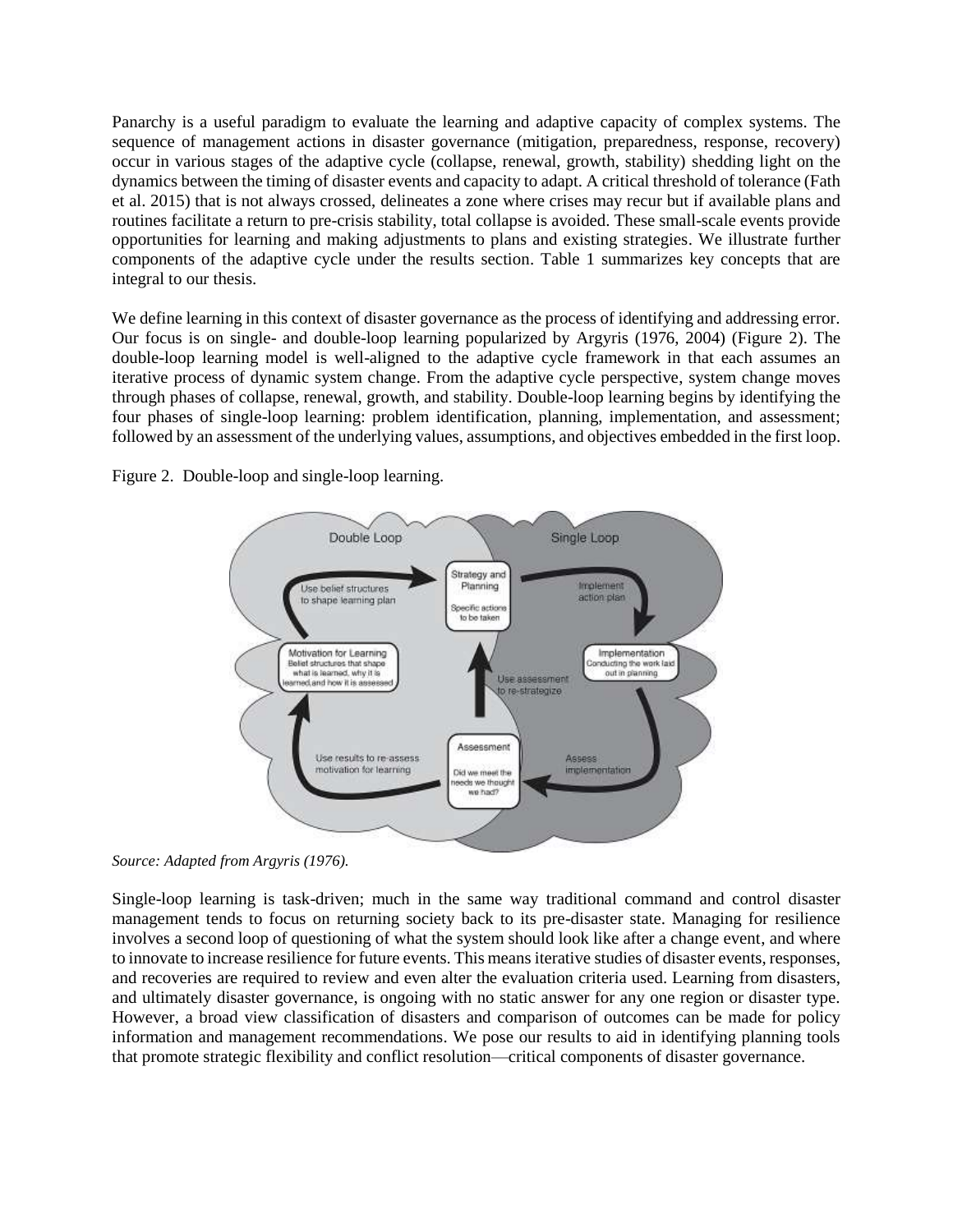Panarchy is a useful paradigm to evaluate the learning and adaptive capacity of complex systems. The sequence of management actions in disaster governance (mitigation, preparedness, response, recovery) occur in various stages of the adaptive cycle (collapse, renewal, growth, stability) shedding light on the dynamics between the timing of disaster events and capacity to adapt. A critical threshold of tolerance (Fath et al. 2015) that is not always crossed, delineates a zone where crises may recur but if available plans and routines facilitate a return to pre-crisis stability, total collapse is avoided. These small-scale events provide opportunities for learning and making adjustments to plans and existing strategies. We illustrate further components of the adaptive cycle under the results section. Table 1 summarizes key concepts that are integral to our thesis.

We define learning in this context of disaster governance as the process of identifying and addressing error. Our focus is on single- and double-loop learning popularized by Argyris (1976, 2004) (Figure 2). The double-loop learning model is well-aligned to the adaptive cycle framework in that each assumes an iterative process of dynamic system change. From the adaptive cycle perspective, system change moves through phases of collapse, renewal, growth, and stability. Double-loop learning begins by identifying the four phases of single-loop learning: problem identification, planning, implementation, and assessment; followed by an assessment of the underlying values, assumptions, and objectives embedded in the first loop.

Figure 2. Double-loop and single-loop learning.

*Source: Adapted from Argyris (1976).*

Single-loop learning is task-driven; much in the same way traditional command and control disaster management tends to focus on returning society back to its pre-disaster state. Managing for resilience involves a second loop of questioning of what the system should look like after a change event, and where to innovate to increase resilience for future events. This means iterative studies of disaster events, responses, and recoveries are required to review and even alter the evaluation criteria used. Learning from disasters, and ultimately disaster governance, is ongoing with no static answer for any one region or disaster type. However, a broad view classification of disasters and comparison of outcomes can be made for policy information and management recommendations. We pose our results to aid in identifying planning tools that promote strategic flexibility and conflict resolution—critical components of disaster governance.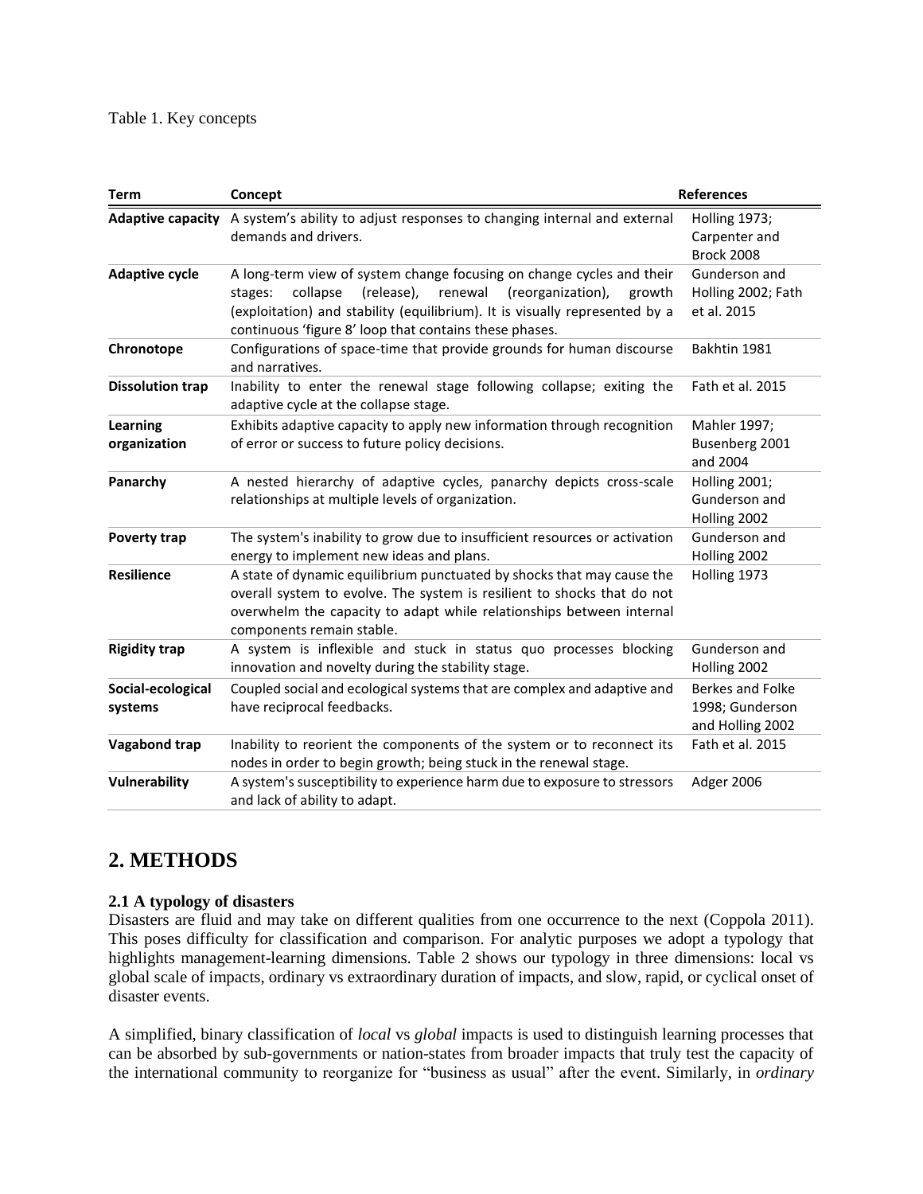Table 1. Key concepts

| Term | Concept | References |
|---|---|---|
| **Adaptive capacity** | A system's ability to adjust responses to changing internal and external demands and drivers. | Holling 1973; Carpenter and Brock 2008 |
| **Adaptive cycle** | A long-term view of system change focusing on change cycles and their stages: collapse (release), renewal (reorganization), growth (exploitation) and stability (equilibrium). It is visually represented by a continuous 'figure 8' loop that contains these phases. | Gunderson and Holling 2002; Fath et al. 2015 |
| **Chronotope** | Configurations of space-time that provide grounds for human discourse and narratives. | Bakhtin 1981 |
| **Dissolution trap** | Inability to enter the renewal stage following collapse; exiting the adaptive cycle at the collapse stage. | Fath et al. 2015 |
| **Learning organization** | Exhibits adaptive capacity to apply new information through recognition of error or success to future policy decisions. | Mahler 1997; Busenberg 2001 and 2004 |
| **Panarchy** | A nested hierarchy of adaptive cycles, panarchy depicts cross-scale relationships at multiple levels of organization. | Holling 2001; Gunderson and Holling 2002 |
| **Poverty trap** | The system's inability to grow due to insufficient resources or activation energy to implement new ideas and plans. | Gunderson and Holling 2002 |
| **Resilience** | A state of dynamic equilibrium punctuated by shocks that may cause the overall system to evolve. The system is resilient to shocks that do not overwhelm the capacity to adapt while relationships between internal components remain stable. | Holling 1973 |
| **Rigidity trap** | A system is inflexible and stuck in status quo processes blocking innovation and novelty during the stability stage. | Gunderson and Holling 2002 |
| **Social-ecological systems** | Coupled social and ecological systems that are complex and adaptive and have reciprocal feedbacks. | Berkes and Folke 1998; Gunderson and Holling 2002 |
| **Vagabond trap** | Inability to reorient the components of the system or to reconnect its nodes in order to begin growth; being stuck in the renewal stage. | Fath et al. 2015 |
| **Vulnerability** | A system's susceptibility to experience harm due to exposure to stressors and lack of ability to adapt. | Adger 2006 |

## 2. METHODS

### 2.1 A typology of disasters

Disasters are fluid and may take on different qualities from one occurrence to the next (Coppola 2011). This poses difficulty for classification and comparison. For analytic purposes we adopt a typology that highlights management-learning dimensions. Table 2 shows our typology in three dimensions: local vs global scale of impacts, ordinary vs extraordinary duration of impacts, and slow, rapid, or cyclical onset of disaster events.

A simplified, binary classification of *local* vs *global* impacts is used to distinguish learning processes that can be absorbed by sub-governments or nation-states from broader impacts that truly test the capacity of the international community to reorganize for "business as usual" after the event. Similarly, in *ordinary*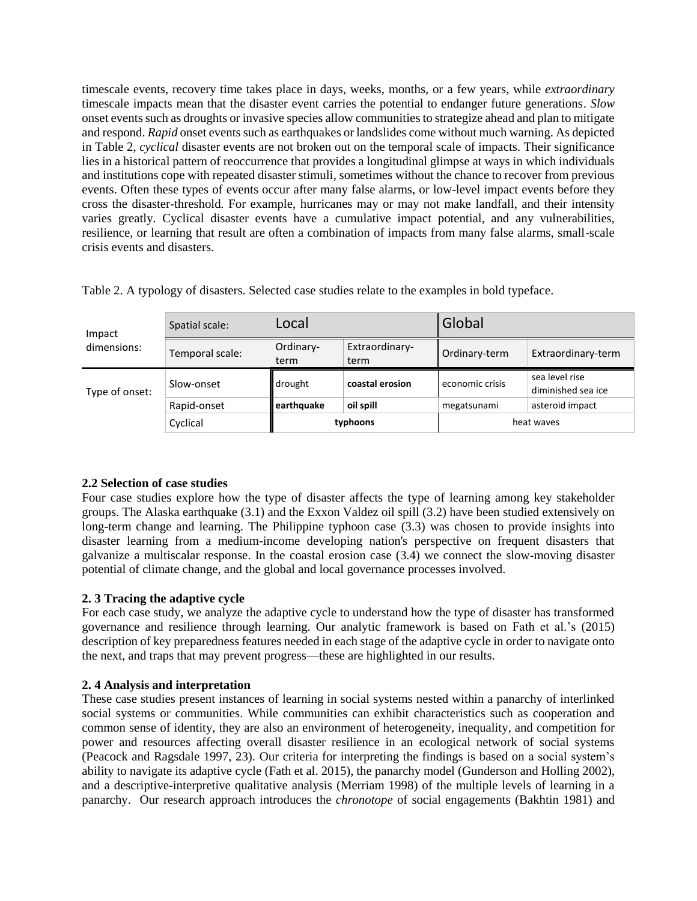timescale events, recovery time takes place in days, weeks, months, or a few years, while *extraordinary* timescale impacts mean that the disaster event carries the potential to endanger future generations. *Slow* onset events such as droughts or invasive species allow communities to strategize ahead and plan to mitigate and respond. *Rapid* onset events such as earthquakes or landslides come without much warning. As depicted in Table 2, *cyclical* disaster events are not broken out on the temporal scale of impacts. Their significance lies in a historical pattern of reoccurrence that provides a longitudinal glimpse at ways in which individuals and institutions cope with repeated disaster stimuli, sometimes without the chance to recover from previous events. Often these types of events occur after many false alarms, or low-level impact events before they cross the disaster-threshold. For example, hurricanes may or may not make landfall, and their intensity varies greatly. Cyclical disaster events have a cumulative impact potential, and any vulnerabilities, resilience, or learning that result are often a combination of impacts from many false alarms, small-scale crisis events and disasters.

Table 2. A typology of disasters. Selected case studies relate to the examples in bold typeface.

| Impact dimensions: | Spatial scale: | Local | | Global | |
|---|---|---|---|---|---|
| | Temporal scale: | Ordinary-term | Extraordinary-term | Ordinary-term | Extraordinary-term |
| Type of onset: | Slow-onset | drought | **coastal erosion** | economic crisis | sea level rise diminished sea ice |
| | Rapid-onset | **earthquake** | **oil spill** | megatsunami | asteroid impact |
| | Cyclical | **typhoons** | | heat waves | |

**2.2 Selection of case studies**

Four case studies explore how the type of disaster affects the type of learning among key stakeholder groups. The Alaska earthquake (3.1) and the Exxon Valdez oil spill (3.2) have been studied extensively on long-term change and learning. The Philippine typhoon case (3.3) was chosen to provide insights into disaster learning from a medium-income developing nation's perspective on frequent disasters that galvanize a multiscalar response. In the coastal erosion case (3.4) we connect the slow-moving disaster potential of climate change, and the global and local governance processes involved.

**2. 3 Tracing the adaptive cycle**

For each case study, we analyze the adaptive cycle to understand how the type of disaster has transformed governance and resilience through learning. Our analytic framework is based on Fath et al.'s (2015) description of key preparedness features needed in each stage of the adaptive cycle in order to navigate onto the next, and traps that may prevent progress—these are highlighted in our results.

**2. 4 Analysis and interpretation**

These case studies present instances of learning in social systems nested within a panarchy of interlinked social systems or communities. While communities can exhibit characteristics such as cooperation and common sense of identity, they are also an environment of heterogeneity, inequality, and competition for power and resources affecting overall disaster resilience in an ecological network of social systems (Peacock and Ragsdale 1997, 23). Our criteria for interpreting the findings is based on a social system's ability to navigate its adaptive cycle (Fath et al. 2015), the panarchy model (Gunderson and Holling 2002), and a descriptive-interpretive qualitative analysis (Merriam 1998) of the multiple levels of learning in a panarchy. Our research approach introduces the *chronotope* of social engagements (Bakhtin 1981) and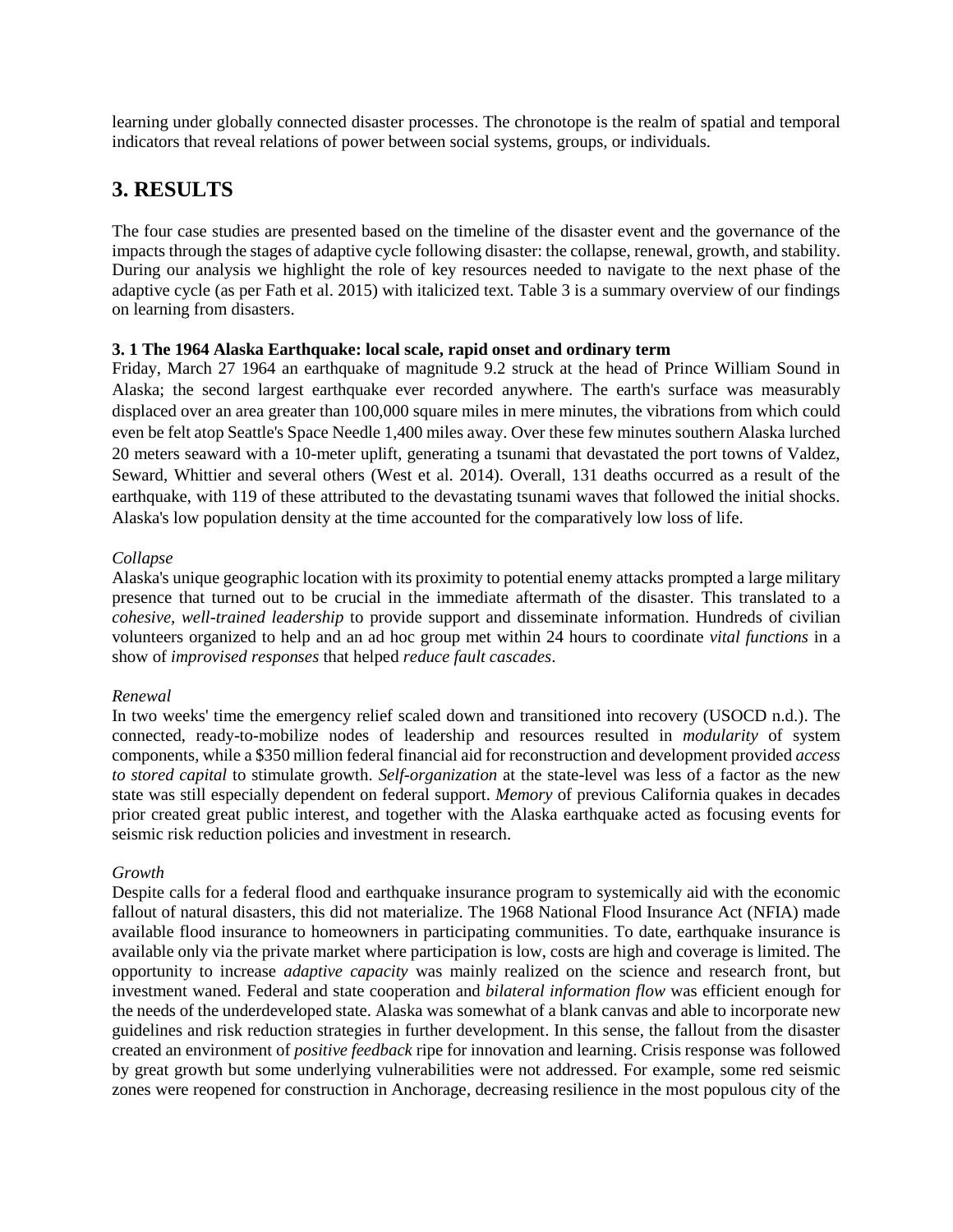learning under globally connected disaster processes. The chronotope is the realm of spatial and temporal indicators that reveal relations of power between social systems, groups, or individuals.

## 3. RESULTS

The four case studies are presented based on the timeline of the disaster event and the governance of the impacts through the stages of adaptive cycle following disaster: the collapse, renewal, growth, and stability. During our analysis we highlight the role of key resources needed to navigate to the next phase of the adaptive cycle (as per Fath et al. 2015) with italicized text. Table 3 is a summary overview of our findings on learning from disasters.

### 3. 1 The 1964 Alaska Earthquake: local scale, rapid onset and ordinary term

Friday, March 27 1964 an earthquake of magnitude 9.2 struck at the head of Prince William Sound in Alaska; the second largest earthquake ever recorded anywhere. The earth's surface was measurably displaced over an area greater than 100,000 square miles in mere minutes, the vibrations from which could even be felt atop Seattle's Space Needle 1,400 miles away. Over these few minutes southern Alaska lurched 20 meters seaward with a 10-meter uplift, generating a tsunami that devastated the port towns of Valdez, Seward, Whittier and several others (West et al. 2014). Overall, 131 deaths occurred as a result of the earthquake, with 119 of these attributed to the devastating tsunami waves that followed the initial shocks. Alaska's low population density at the time accounted for the comparatively low loss of life.

*Collapse*

Alaska's unique geographic location with its proximity to potential enemy attacks prompted a large military presence that turned out to be crucial in the immediate aftermath of the disaster. This translated to a *cohesive, well-trained leadership* to provide support and disseminate information. Hundreds of civilian volunteers organized to help and an ad hoc group met within 24 hours to coordinate *vital functions* in a show of *improvised responses* that helped *reduce fault cascades*.

*Renewal*

In two weeks' time the emergency relief scaled down and transitioned into recovery (USOCD n.d.). The connected, ready-to-mobilize nodes of leadership and resources resulted in *modularity* of system components, while a $350 million federal financial aid for reconstruction and development provided *access to stored capital* to stimulate growth. *Self-organization* at the state-level was less of a factor as the new state was still especially dependent on federal support. *Memory* of previous California quakes in decades prior created great public interest, and together with the Alaska earthquake acted as focusing events for seismic risk reduction policies and investment in research.

*Growth*

Despite calls for a federal flood and earthquake insurance program to systemically aid with the economic fallout of natural disasters, this did not materialize. The 1968 National Flood Insurance Act (NFIA) made available flood insurance to homeowners in participating communities. To date, earthquake insurance is available only via the private market where participation is low, costs are high and coverage is limited. The opportunity to increase *adaptive capacity* was mainly realized on the science and research front, but investment waned. Federal and state cooperation and *bilateral information flow* was efficient enough for the needs of the underdeveloped state. Alaska was somewhat of a blank canvas and able to incorporate new guidelines and risk reduction strategies in further development. In this sense, the fallout from the disaster created an environment of *positive feedback* ripe for innovation and learning. Crisis response was followed by great growth but some underlying vulnerabilities were not addressed. For example, some red seismic zones were reopened for construction in Anchorage, decreasing resilience in the most populous city of the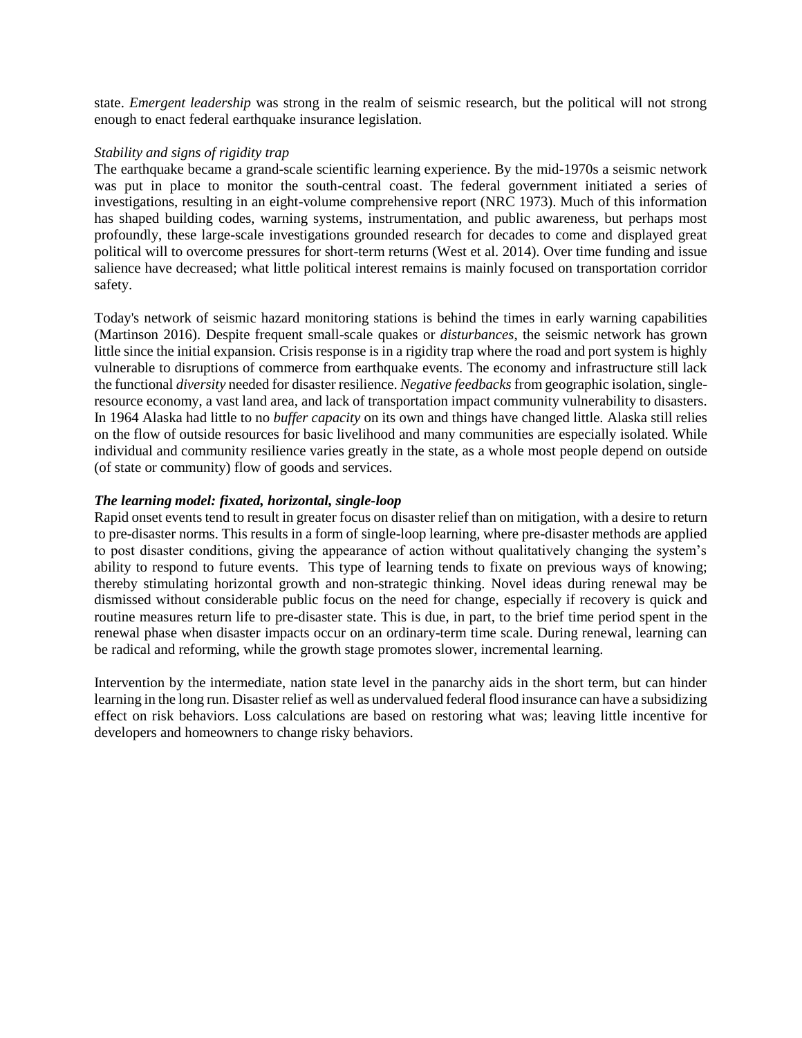state. *Emergent leadership* was strong in the realm of seismic research, but the political will not strong enough to enact federal earthquake insurance legislation.

*Stability and signs of rigidity trap*

The earthquake became a grand-scale scientific learning experience. By the mid-1970s a seismic network was put in place to monitor the south-central coast. The federal government initiated a series of investigations, resulting in an eight-volume comprehensive report (NRC 1973). Much of this information has shaped building codes, warning systems, instrumentation, and public awareness, but perhaps most profoundly, these large-scale investigations grounded research for decades to come and displayed great political will to overcome pressures for short-term returns (West et al. 2014). Over time funding and issue salience have decreased; what little political interest remains is mainly focused on transportation corridor safety.

Today's network of seismic hazard monitoring stations is behind the times in early warning capabilities (Martinson 2016). Despite frequent small-scale quakes or *disturbances*, the seismic network has grown little since the initial expansion. Crisis response is in a rigidity trap where the road and port system is highly vulnerable to disruptions of commerce from earthquake events. The economy and infrastructure still lack the functional *diversity* needed for disaster resilience. *Negative feedbacks* from geographic isolation, single-resource economy, a vast land area, and lack of transportation impact community vulnerability to disasters. In 1964 Alaska had little to no *buffer capacity* on its own and things have changed little. Alaska still relies on the flow of outside resources for basic livelihood and many communities are especially isolated. While individual and community resilience varies greatly in the state, as a whole most people depend on outside (of state or community) flow of goods and services.

***The learning model: fixated, horizontal, single-loop***

Rapid onset events tend to result in greater focus on disaster relief than on mitigation, with a desire to return to pre-disaster norms. This results in a form of single-loop learning, where pre-disaster methods are applied to post disaster conditions, giving the appearance of action without qualitatively changing the system's ability to respond to future events. This type of learning tends to fixate on previous ways of knowing; thereby stimulating horizontal growth and non-strategic thinking. Novel ideas during renewal may be dismissed without considerable public focus on the need for change, especially if recovery is quick and routine measures return life to pre-disaster state. This is due, in part, to the brief time period spent in the renewal phase when disaster impacts occur on an ordinary-term time scale. During renewal, learning can be radical and reforming, while the growth stage promotes slower, incremental learning.

Intervention by the intermediate, nation state level in the panarchy aids in the short term, but can hinder learning in the long run. Disaster relief as well as undervalued federal flood insurance can have a subsidizing effect on risk behaviors. Loss calculations are based on restoring what was; leaving little incentive for developers and homeowners to change risky behaviors.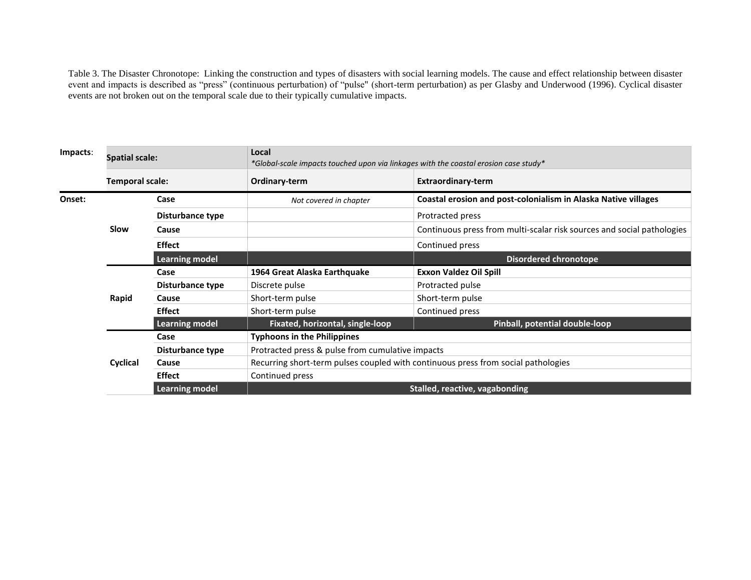Table 3. The Disaster Chronotope: Linking the construction and types of disasters with social learning models. The cause and effect relationship between disaster event and impacts is described as "press" (continuous perturbation) of "pulse" (short-term perturbation) as per Glasby and Underwood (1996). Cyclical disaster events are not broken out on the temporal scale due to their typically cumulative impacts.

| Impacts: | Spatial scale: | | Local<br>*Global-scale impacts touched upon via linkages with the coastal erosion case study* | |
|---|---|---|---|---|
| | Temporal scale: | | Ordinary-term | Extraordinary-term |
| Onset: | Slow | Case | *Not covered in chapter* | **Coastal erosion and post-colonialism in Alaska Native villages** |
| | | Disturbance type | | Protracted press |
| | | Cause | | Continuous press from multi-scalar risk sources and social pathologies |
| | | Effect | | Continued press |
| | | Learning model | | **Disordered chronotope** |
| | Rapid | Case | **1964 Great Alaska Earthquake** | **Exxon Valdez Oil Spill** |
| | | Disturbance type | Discrete pulse | Protracted pulse |
| | | Cause | Short-term pulse | Short-term pulse |
| | | Effect | Short-term pulse | Continued press |
| | | Learning model | **Fixated, horizontal, single-loop** | **Pinball, potential double-loop** |
| | Cyclical | Case | **Typhoons in the Philippines** | |
| | | Disturbance type | Protracted press & pulse from cumulative impacts | |
| | | Cause | Recurring short-term pulses coupled with continuous press from social pathologies | |
| | | Effect | Continued press | |
| | | Learning model | **Stalled, reactive, vagabonding** | |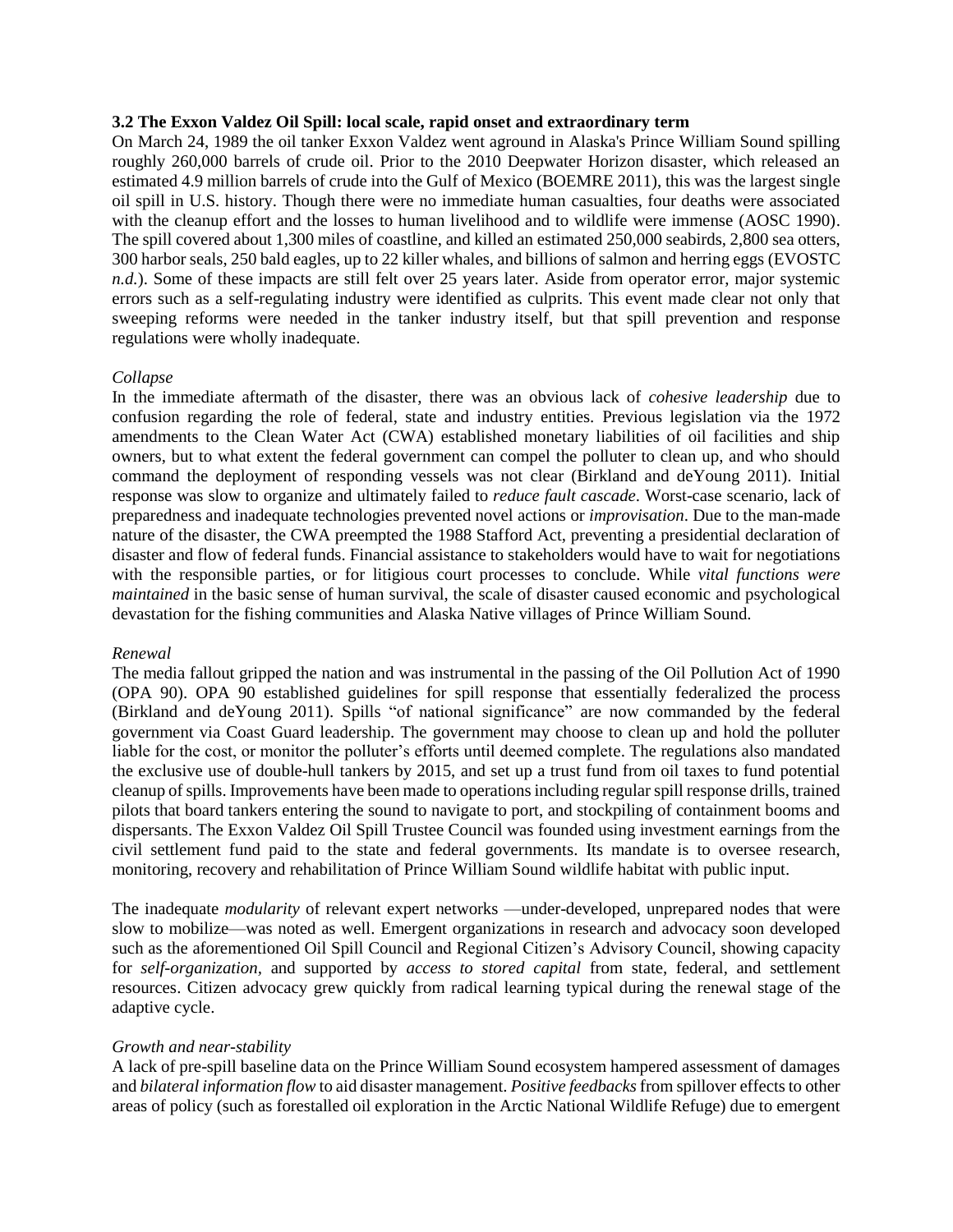### 3.2 The Exxon Valdez Oil Spill: local scale, rapid onset and extraordinary term

On March 24, 1989 the oil tanker Exxon Valdez went aground in Alaska's Prince William Sound spilling roughly 260,000 barrels of crude oil. Prior to the 2010 Deepwater Horizon disaster, which released an estimated 4.9 million barrels of crude into the Gulf of Mexico (BOEMRE 2011), this was the largest single oil spill in U.S. history. Though there were no immediate human casualties, four deaths were associated with the cleanup effort and the losses to human livelihood and to wildlife were immense (AOSC 1990). The spill covered about 1,300 miles of coastline, and killed an estimated 250,000 seabirds, 2,800 sea otters, 300 harbor seals, 250 bald eagles, up to 22 killer whales, and billions of salmon and herring eggs (EVOSTC *n.d.*). Some of these impacts are still felt over 25 years later. Aside from operator error, major systemic errors such as a self-regulating industry were identified as culprits. This event made clear not only that sweeping reforms were needed in the tanker industry itself, but that spill prevention and response regulations were wholly inadequate.

*Collapse*

In the immediate aftermath of the disaster, there was an obvious lack of *cohesive leadership* due to confusion regarding the role of federal, state and industry entities. Previous legislation via the 1972 amendments to the Clean Water Act (CWA) established monetary liabilities of oil facilities and ship owners, but to what extent the federal government can compel the polluter to clean up, and who should command the deployment of responding vessels was not clear (Birkland and deYoung 2011). Initial response was slow to organize and ultimately failed to *reduce fault cascade*. Worst-case scenario, lack of preparedness and inadequate technologies prevented novel actions or *improvisation*. Due to the man-made nature of the disaster, the CWA preempted the 1988 Stafford Act, preventing a presidential declaration of disaster and flow of federal funds. Financial assistance to stakeholders would have to wait for negotiations with the responsible parties, or for litigious court processes to conclude. While *vital functions were maintained* in the basic sense of human survival, the scale of disaster caused economic and psychological devastation for the fishing communities and Alaska Native villages of Prince William Sound.

*Renewal*

The media fallout gripped the nation and was instrumental in the passing of the Oil Pollution Act of 1990 (OPA 90). OPA 90 established guidelines for spill response that essentially federalized the process (Birkland and deYoung 2011). Spills "of national significance" are now commanded by the federal government via Coast Guard leadership. The government may choose to clean up and hold the polluter liable for the cost, or monitor the polluter's efforts until deemed complete. The regulations also mandated the exclusive use of double-hull tankers by 2015, and set up a trust fund from oil taxes to fund potential cleanup of spills. Improvements have been made to operations including regular spill response drills, trained pilots that board tankers entering the sound to navigate to port, and stockpiling of containment booms and dispersants. The Exxon Valdez Oil Spill Trustee Council was founded using investment earnings from the civil settlement fund paid to the state and federal governments. Its mandate is to oversee research, monitoring, recovery and rehabilitation of Prince William Sound wildlife habitat with public input.

The inadequate *modularity* of relevant expert networks —under-developed, unprepared nodes that were slow to mobilize—was noted as well. Emergent organizations in research and advocacy soon developed such as the aforementioned Oil Spill Council and Regional Citizen's Advisory Council, showing capacity for *self-organization*, and supported by *access to stored capital* from state, federal, and settlement resources. Citizen advocacy grew quickly from radical learning typical during the renewal stage of the adaptive cycle.

*Growth and near-stability*

A lack of pre-spill baseline data on the Prince William Sound ecosystem hampered assessment of damages and *bilateral information flow* to aid disaster management. *Positive feedbacks* from spillover effects to other areas of policy (such as forestalled oil exploration in the Arctic National Wildlife Refuge) due to emergent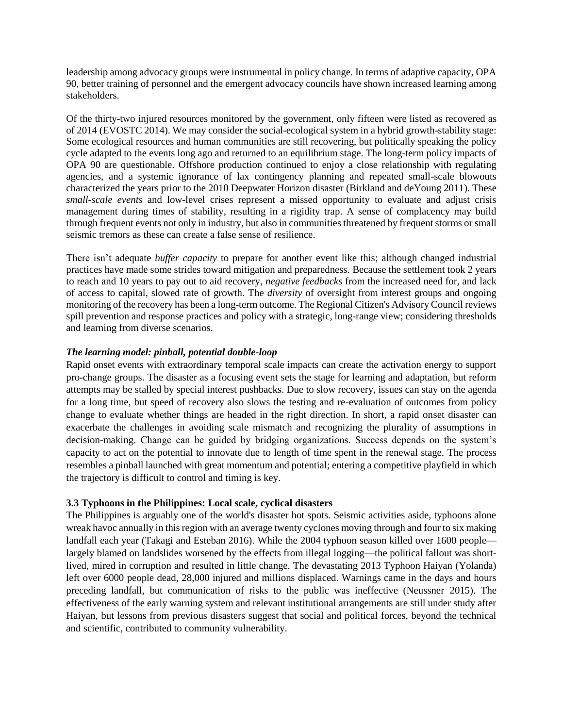leadership among advocacy groups were instrumental in policy change. In terms of adaptive capacity, OPA 90, better training of personnel and the emergent advocacy councils have shown increased learning among stakeholders.

Of the thirty-two injured resources monitored by the government, only fifteen were listed as recovered as of 2014 (EVOSTC 2014). We may consider the social-ecological system in a hybrid growth-stability stage: Some ecological resources and human communities are still recovering, but politically speaking the policy cycle adapted to the events long ago and returned to an equilibrium stage. The long-term policy impacts of OPA 90 are questionable. Offshore production continued to enjoy a close relationship with regulating agencies, and a systemic ignorance of lax contingency planning and repeated small-scale blowouts characterized the years prior to the 2010 Deepwater Horizon disaster (Birkland and deYoung 2011). These *small-scale events* and low-level crises represent a missed opportunity to evaluate and adjust crisis management during times of stability, resulting in a rigidity trap. A sense of complacency may build through frequent events not only in industry, but also in communities threatened by frequent storms or small seismic tremors as these can create a false sense of resilience.

There isn't adequate *buffer capacity* to prepare for another event like this; although changed industrial practices have made some strides toward mitigation and preparedness. Because the settlement took 2 years to reach and 10 years to pay out to aid recovery, *negative feedbacks* from the increased need for, and lack of access to capital, slowed rate of growth. The *diversity* of oversight from interest groups and ongoing monitoring of the recovery has been a long-term outcome. The Regional Citizen's Advisory Council reviews spill prevention and response practices and policy with a strategic, long-range view; considering thresholds and learning from diverse scenarios.

#### *The learning model: pinball, potential double-loop*

Rapid onset events with extraordinary temporal scale impacts can create the activation energy to support pro-change groups. The disaster as a focusing event sets the stage for learning and adaptation, but reform attempts may be stalled by special interest pushbacks. Due to slow recovery, issues can stay on the agenda for a long time, but speed of recovery also slows the testing and re-evaluation of outcomes from policy change to evaluate whether things are headed in the right direction. In short, a rapid onset disaster can exacerbate the challenges in avoiding scale mismatch and recognizing the plurality of assumptions in decision-making. Change can be guided by bridging organizations. Success depends on the system's capacity to act on the potential to innovate due to length of time spent in the renewal stage. The process resembles a pinball launched with great momentum and potential; entering a competitive playfield in which the trajectory is difficult to control and timing is key.

### 3.3 Typhoons in the Philippines: Local scale, cyclical disasters

The Philippines is arguably one of the world's disaster hot spots. Seismic activities aside, typhoons alone wreak havoc annually in this region with an average twenty cyclones moving through and four to six making landfall each year (Takagi and Esteban 2016). While the 2004 typhoon season killed over 1600 people—largely blamed on landslides worsened by the effects from illegal logging—the political fallout was short-lived, mired in corruption and resulted in little change. The devastating 2013 Typhoon Haiyan (Yolanda) left over 6000 people dead, 28,000 injured and millions displaced. Warnings came in the days and hours preceding landfall, but communication of risks to the public was ineffective (Neussner 2015). The effectiveness of the early warning system and relevant institutional arrangements are still under study after Haiyan, but lessons from previous disasters suggest that social and political forces, beyond the technical and scientific, contributed to community vulnerability.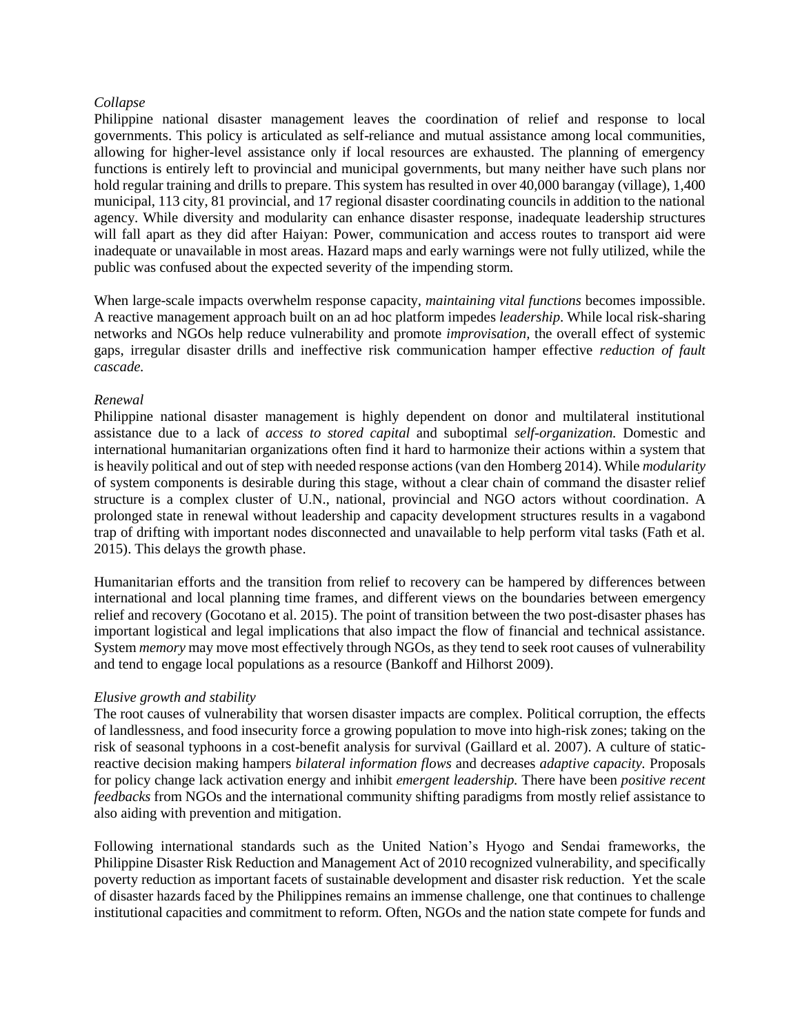*Collapse*

Philippine national disaster management leaves the coordination of relief and response to local governments. This policy is articulated as self-reliance and mutual assistance among local communities, allowing for higher-level assistance only if local resources are exhausted. The planning of emergency functions is entirely left to provincial and municipal governments, but many neither have such plans nor hold regular training and drills to prepare. This system has resulted in over 40,000 barangay (village), 1,400 municipal, 113 city, 81 provincial, and 17 regional disaster coordinating councils in addition to the national agency. While diversity and modularity can enhance disaster response, inadequate leadership structures will fall apart as they did after Haiyan: Power, communication and access routes to transport aid were inadequate or unavailable in most areas. Hazard maps and early warnings were not fully utilized, while the public was confused about the expected severity of the impending storm.

When large-scale impacts overwhelm response capacity, *maintaining vital functions* becomes impossible. A reactive management approach built on an ad hoc platform impedes *leadership*. While local risk-sharing networks and NGOs help reduce vulnerability and promote *improvisation,* the overall effect of systemic gaps, irregular disaster drills and ineffective risk communication hamper effective *reduction of fault cascade.*

*Renewal*

Philippine national disaster management is highly dependent on donor and multilateral institutional assistance due to a lack of *access to stored capital* and suboptimal *self-organization.* Domestic and international humanitarian organizations often find it hard to harmonize their actions within a system that is heavily political and out of step with needed response actions (van den Homberg 2014). While *modularity* of system components is desirable during this stage, without a clear chain of command the disaster relief structure is a complex cluster of U.N., national, provincial and NGO actors without coordination. A prolonged state in renewal without leadership and capacity development structures results in a vagabond trap of drifting with important nodes disconnected and unavailable to help perform vital tasks (Fath et al. 2015). This delays the growth phase.

Humanitarian efforts and the transition from relief to recovery can be hampered by differences between international and local planning time frames, and different views on the boundaries between emergency relief and recovery (Gocotano et al. 2015). The point of transition between the two post-disaster phases has important logistical and legal implications that also impact the flow of financial and technical assistance. System *memory* may move most effectively through NGOs, as they tend to seek root causes of vulnerability and tend to engage local populations as a resource (Bankoff and Hilhorst 2009).

*Elusive growth and stability*

The root causes of vulnerability that worsen disaster impacts are complex. Political corruption, the effects of landlessness, and food insecurity force a growing population to move into high-risk zones; taking on the risk of seasonal typhoons in a cost-benefit analysis for survival (Gaillard et al. 2007). A culture of static-reactive decision making hampers *bilateral information flows* and decreases *adaptive capacity.* Proposals for policy change lack activation energy and inhibit *emergent leadership.* There have been *positive recent feedbacks* from NGOs and the international community shifting paradigms from mostly relief assistance to also aiding with prevention and mitigation.

Following international standards such as the United Nation's Hyogo and Sendai frameworks, the Philippine Disaster Risk Reduction and Management Act of 2010 recognized vulnerability, and specifically poverty reduction as important facets of sustainable development and disaster risk reduction. Yet the scale of disaster hazards faced by the Philippines remains an immense challenge, one that continues to challenge institutional capacities and commitment to reform. Often, NGOs and the nation state compete for funds and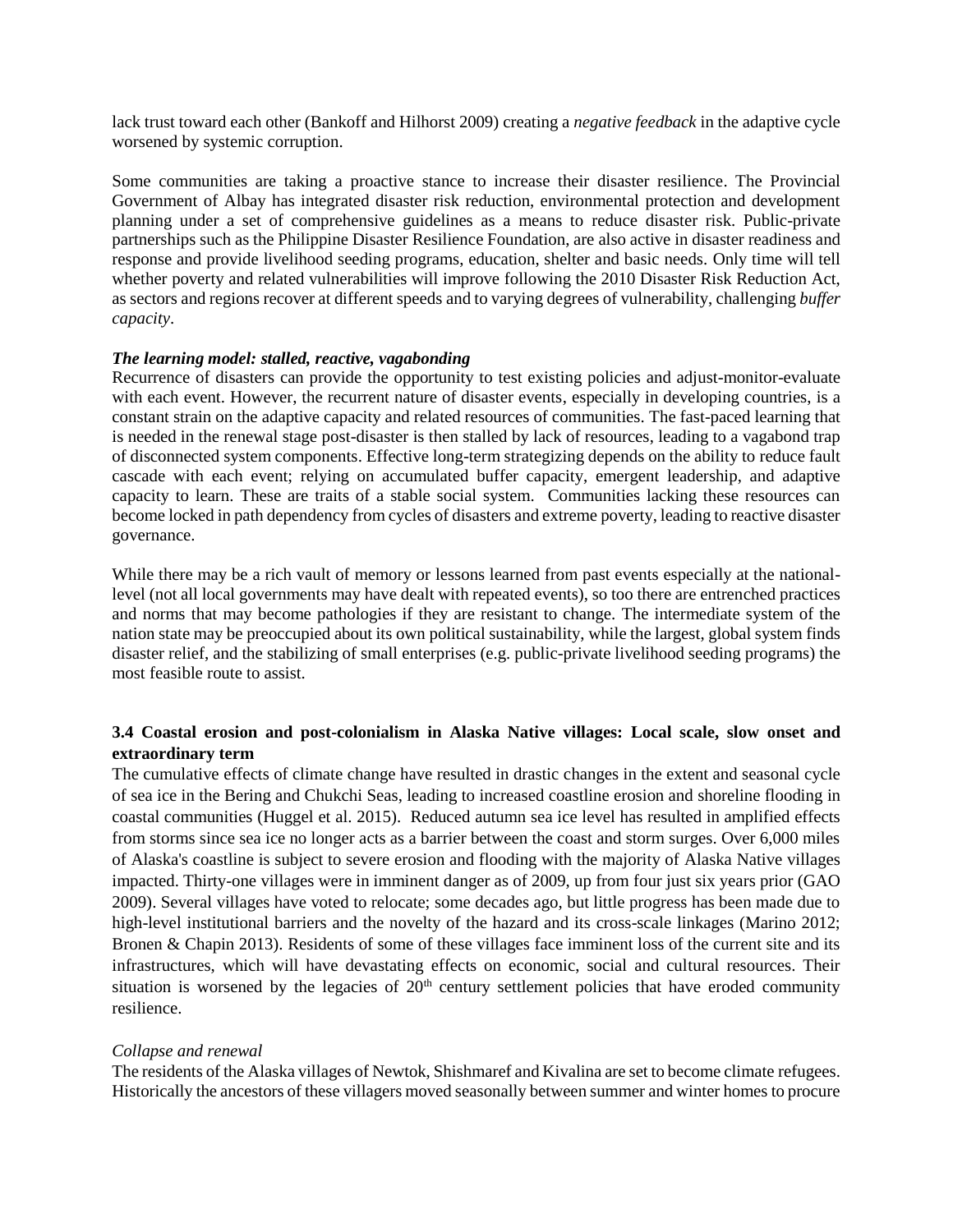lack trust toward each other (Bankoff and Hilhorst 2009) creating a *negative feedback* in the adaptive cycle worsened by systemic corruption.

Some communities are taking a proactive stance to increase their disaster resilience. The Provincial Government of Albay has integrated disaster risk reduction, environmental protection and development planning under a set of comprehensive guidelines as a means to reduce disaster risk. Public-private partnerships such as the Philippine Disaster Resilience Foundation, are also active in disaster readiness and response and provide livelihood seeding programs, education, shelter and basic needs. Only time will tell whether poverty and related vulnerabilities will improve following the 2010 Disaster Risk Reduction Act, as sectors and regions recover at different speeds and to varying degrees of vulnerability, challenging *buffer capacity*.

***The learning model: stalled, reactive, vagabonding***

Recurrence of disasters can provide the opportunity to test existing policies and adjust-monitor-evaluate with each event. However, the recurrent nature of disaster events, especially in developing countries, is a constant strain on the adaptive capacity and related resources of communities. The fast-paced learning that is needed in the renewal stage post-disaster is then stalled by lack of resources, leading to a vagabond trap of disconnected system components. Effective long-term strategizing depends on the ability to reduce fault cascade with each event; relying on accumulated buffer capacity, emergent leadership, and adaptive capacity to learn. These are traits of a stable social system. Communities lacking these resources can become locked in path dependency from cycles of disasters and extreme poverty, leading to reactive disaster governance.

While there may be a rich vault of memory or lessons learned from past events especially at the national-level (not all local governments may have dealt with repeated events), so too there are entrenched practices and norms that may become pathologies if they are resistant to change. The intermediate system of the nation state may be preoccupied about its own political sustainability, while the largest, global system finds disaster relief, and the stabilizing of small enterprises (e.g. public-private livelihood seeding programs) the most feasible route to assist.

### 3.4 Coastal erosion and post-colonialism in Alaska Native villages: Local scale, slow onset and extraordinary term

The cumulative effects of climate change have resulted in drastic changes in the extent and seasonal cycle of sea ice in the Bering and Chukchi Seas, leading to increased coastline erosion and shoreline flooding in coastal communities (Huggel et al. 2015). Reduced autumn sea ice level has resulted in amplified effects from storms since sea ice no longer acts as a barrier between the coast and storm surges. Over 6,000 miles of Alaska's coastline is subject to severe erosion and flooding with the majority of Alaska Native villages impacted. Thirty-one villages were in imminent danger as of 2009, up from four just six years prior (GAO 2009). Several villages have voted to relocate; some decades ago, but little progress has been made due to high-level institutional barriers and the novelty of the hazard and its cross-scale linkages (Marino 2012; Bronen & Chapin 2013). Residents of some of these villages face imminent loss of the current site and its infrastructures, which will have devastating effects on economic, social and cultural resources. Their situation is worsened by the legacies of 20th century settlement policies that have eroded community resilience.

*Collapse and renewal*

The residents of the Alaska villages of Newtok, Shishmaref and Kivalina are set to become climate refugees. Historically the ancestors of these villagers moved seasonally between summer and winter homes to procure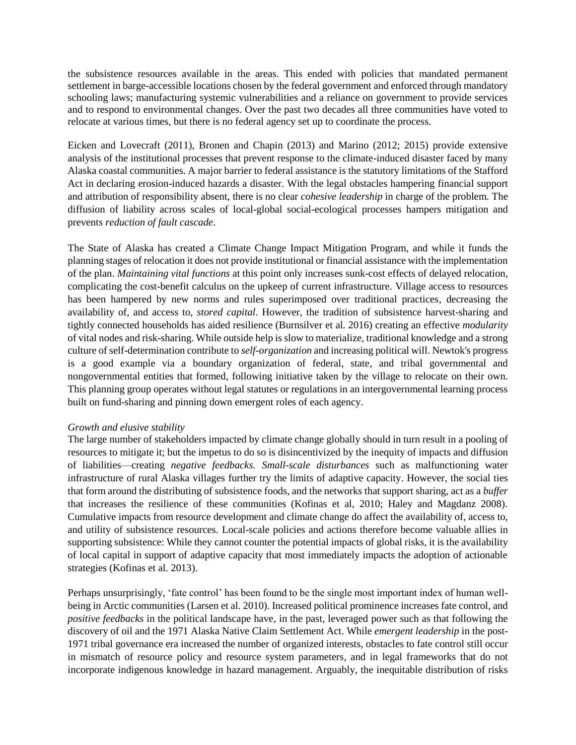the subsistence resources available in the areas. This ended with policies that mandated permanent settlement in barge-accessible locations chosen by the federal government and enforced through mandatory schooling laws; manufacturing systemic vulnerabilities and a reliance on government to provide services and to respond to environmental changes. Over the past two decades all three communities have voted to relocate at various times, but there is no federal agency set up to coordinate the process.

Eicken and Lovecraft (2011), Bronen and Chapin (2013) and Marino (2012; 2015) provide extensive analysis of the institutional processes that prevent response to the climate-induced disaster faced by many Alaska coastal communities. A major barrier to federal assistance is the statutory limitations of the Stafford Act in declaring erosion-induced hazards a disaster. With the legal obstacles hampering financial support and attribution of responsibility absent, there is no clear *cohesive leadership* in charge of the problem. The diffusion of liability across scales of local-global social-ecological processes hampers mitigation and prevents *reduction of fault cascade*.

The State of Alaska has created a Climate Change Impact Mitigation Program, and while it funds the planning stages of relocation it does not provide institutional or financial assistance with the implementation of the plan. *Maintaining vital functions* at this point only increases sunk-cost effects of delayed relocation, complicating the cost-benefit calculus on the upkeep of current infrastructure. Village access to resources has been hampered by new norms and rules superimposed over traditional practices, decreasing the availability of, and access to, *stored capital*. However, the tradition of subsistence harvest-sharing and tightly connected households has aided resilience (Burnsilver et al. 2016) creating an effective *modularity* of vital nodes and risk-sharing. While outside help is slow to materialize, traditional knowledge and a strong culture of self-determination contribute to *self-organization* and increasing political will. Newtok's progress is a good example via a boundary organization of federal, state, and tribal governmental and nongovernmental entities that formed, following initiative taken by the village to relocate on their own. This planning group operates without legal statutes or regulations in an intergovernmental learning process built on fund-sharing and pinning down emergent roles of each agency.

*Growth and elusive stability*

The large number of stakeholders impacted by climate change globally should in turn result in a pooling of resources to mitigate it; but the impetus to do so is disincentivized by the inequity of impacts and diffusion of liabilities—creating *negative feedbacks. Small-scale disturbances* such as malfunctioning water infrastructure of rural Alaska villages further try the limits of adaptive capacity. However, the social ties that form around the distributing of subsistence foods, and the networks that support sharing, act as a *buffer* that increases the resilience of these communities (Kofinas et al, 2010; Haley and Magdanz 2008). Cumulative impacts from resource development and climate change do affect the availability of, access to, and utility of subsistence resources. Local-scale policies and actions therefore become valuable allies in supporting subsistence: While they cannot counter the potential impacts of global risks, it is the availability of local capital in support of adaptive capacity that most immediately impacts the adoption of actionable strategies (Kofinas et al. 2013).

Perhaps unsurprisingly, 'fate control' has been found to be the single most important index of human well-being in Arctic communities (Larsen et al. 2010). Increased political prominence increases fate control, and *positive feedbacks* in the political landscape have, in the past, leveraged power such as that following the discovery of oil and the 1971 Alaska Native Claim Settlement Act. While *emergent leadership* in the post-1971 tribal governance era increased the number of organized interests, obstacles to fate control still occur in mismatch of resource policy and resource system parameters, and in legal frameworks that do not incorporate indigenous knowledge in hazard management. Arguably, the inequitable distribution of risks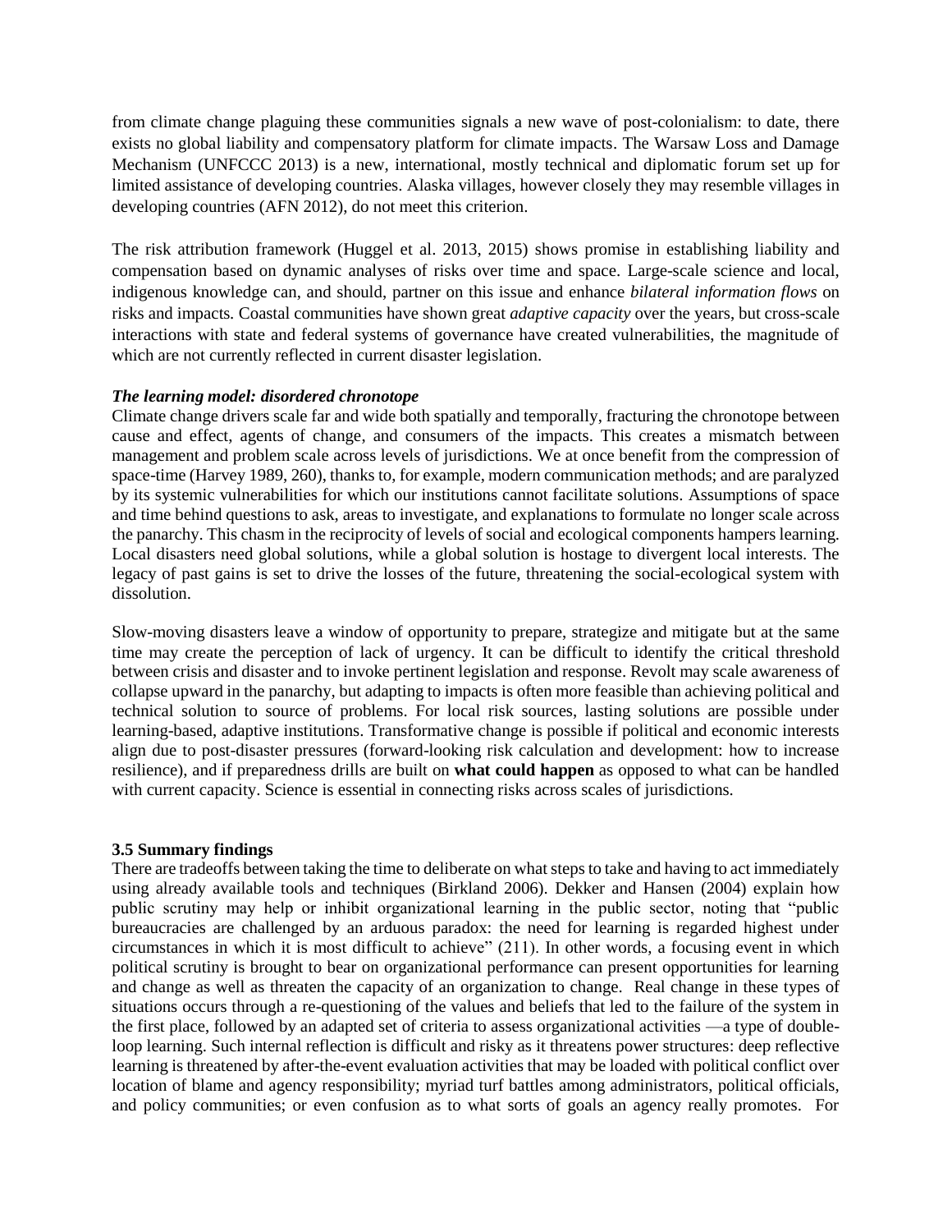from climate change plaguing these communities signals a new wave of post-colonialism: to date, there exists no global liability and compensatory platform for climate impacts. The Warsaw Loss and Damage Mechanism (UNFCCC 2013) is a new, international, mostly technical and diplomatic forum set up for limited assistance of developing countries. Alaska villages, however closely they may resemble villages in developing countries (AFN 2012), do not meet this criterion.

The risk attribution framework (Huggel et al. 2013, 2015) shows promise in establishing liability and compensation based on dynamic analyses of risks over time and space. Large-scale science and local, indigenous knowledge can, and should, partner on this issue and enhance *bilateral information flows* on risks and impacts. Coastal communities have shown great *adaptive capacity* over the years, but cross-scale interactions with state and federal systems of governance have created vulnerabilities, the magnitude of which are not currently reflected in current disaster legislation.

***The learning model: disordered chronotope***

Climate change drivers scale far and wide both spatially and temporally, fracturing the chronotope between cause and effect, agents of change, and consumers of the impacts. This creates a mismatch between management and problem scale across levels of jurisdictions. We at once benefit from the compression of space-time (Harvey 1989, 260), thanks to, for example, modern communication methods; and are paralyzed by its systemic vulnerabilities for which our institutions cannot facilitate solutions. Assumptions of space and time behind questions to ask, areas to investigate, and explanations to formulate no longer scale across the panarchy. This chasm in the reciprocity of levels of social and ecological components hampers learning. Local disasters need global solutions, while a global solution is hostage to divergent local interests. The legacy of past gains is set to drive the losses of the future, threatening the social-ecological system with dissolution.

Slow-moving disasters leave a window of opportunity to prepare, strategize and mitigate but at the same time may create the perception of lack of urgency. It can be difficult to identify the critical threshold between crisis and disaster and to invoke pertinent legislation and response. Revolt may scale awareness of collapse upward in the panarchy, but adapting to impacts is often more feasible than achieving political and technical solution to source of problems. For local risk sources, lasting solutions are possible under learning-based, adaptive institutions. Transformative change is possible if political and economic interests align due to post-disaster pressures (forward-looking risk calculation and development: how to increase resilience), and if preparedness drills are built on **what could happen** as opposed to what can be handled with current capacity. Science is essential in connecting risks across scales of jurisdictions.

### 3.5 Summary findings

There are tradeoffs between taking the time to deliberate on what steps to take and having to act immediately using already available tools and techniques (Birkland 2006). Dekker and Hansen (2004) explain how public scrutiny may help or inhibit organizational learning in the public sector, noting that "public bureaucracies are challenged by an arduous paradox: the need for learning is regarded highest under circumstances in which it is most difficult to achieve" (211). In other words, a focusing event in which political scrutiny is brought to bear on organizational performance can present opportunities for learning and change as well as threaten the capacity of an organization to change. Real change in these types of situations occurs through a re-questioning of the values and beliefs that led to the failure of the system in the first place, followed by an adapted set of criteria to assess organizational activities —a type of double-loop learning. Such internal reflection is difficult and risky as it threatens power structures: deep reflective learning is threatened by after-the-event evaluation activities that may be loaded with political conflict over location of blame and agency responsibility; myriad turf battles among administrators, political officials, and policy communities; or even confusion as to what sorts of goals an agency really promotes. For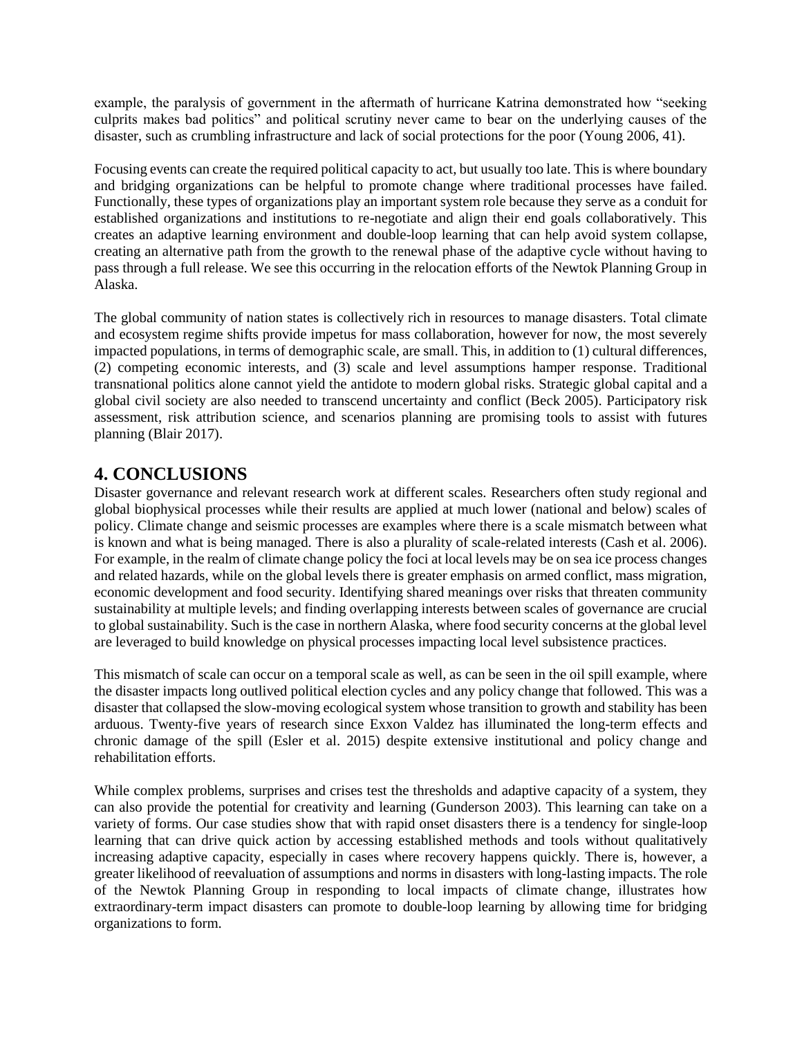example, the paralysis of government in the aftermath of hurricane Katrina demonstrated how "seeking culprits makes bad politics" and political scrutiny never came to bear on the underlying causes of the disaster, such as crumbling infrastructure and lack of social protections for the poor (Young 2006, 41).

Focusing events can create the required political capacity to act, but usually too late. This is where boundary and bridging organizations can be helpful to promote change where traditional processes have failed. Functionally, these types of organizations play an important system role because they serve as a conduit for established organizations and institutions to re-negotiate and align their end goals collaboratively. This creates an adaptive learning environment and double-loop learning that can help avoid system collapse, creating an alternative path from the growth to the renewal phase of the adaptive cycle without having to pass through a full release. We see this occurring in the relocation efforts of the Newtok Planning Group in Alaska.

The global community of nation states is collectively rich in resources to manage disasters. Total climate and ecosystem regime shifts provide impetus for mass collaboration, however for now, the most severely impacted populations, in terms of demographic scale, are small. This, in addition to (1) cultural differences, (2) competing economic interests, and (3) scale and level assumptions hamper response. Traditional transnational politics alone cannot yield the antidote to modern global risks. Strategic global capital and a global civil society are also needed to transcend uncertainty and conflict (Beck 2005). Participatory risk assessment, risk attribution science, and scenarios planning are promising tools to assist with futures planning (Blair 2017).

## 4. CONCLUSIONS

Disaster governance and relevant research work at different scales. Researchers often study regional and global biophysical processes while their results are applied at much lower (national and below) scales of policy. Climate change and seismic processes are examples where there is a scale mismatch between what is known and what is being managed. There is also a plurality of scale-related interests (Cash et al. 2006). For example, in the realm of climate change policy the foci at local levels may be on sea ice process changes and related hazards, while on the global levels there is greater emphasis on armed conflict, mass migration, economic development and food security. Identifying shared meanings over risks that threaten community sustainability at multiple levels; and finding overlapping interests between scales of governance are crucial to global sustainability. Such is the case in northern Alaska, where food security concerns at the global level are leveraged to build knowledge on physical processes impacting local level subsistence practices.

This mismatch of scale can occur on a temporal scale as well, as can be seen in the oil spill example, where the disaster impacts long outlived political election cycles and any policy change that followed. This was a disaster that collapsed the slow-moving ecological system whose transition to growth and stability has been arduous. Twenty-five years of research since Exxon Valdez has illuminated the long-term effects and chronic damage of the spill (Esler et al. 2015) despite extensive institutional and policy change and rehabilitation efforts.

While complex problems, surprises and crises test the thresholds and adaptive capacity of a system, they can also provide the potential for creativity and learning (Gunderson 2003). This learning can take on a variety of forms. Our case studies show that with rapid onset disasters there is a tendency for single-loop learning that can drive quick action by accessing established methods and tools without qualitatively increasing adaptive capacity, especially in cases where recovery happens quickly. There is, however, a greater likelihood of reevaluation of assumptions and norms in disasters with long-lasting impacts. The role of the Newtok Planning Group in responding to local impacts of climate change, illustrates how extraordinary-term impact disasters can promote to double-loop learning by allowing time for bridging organizations to form.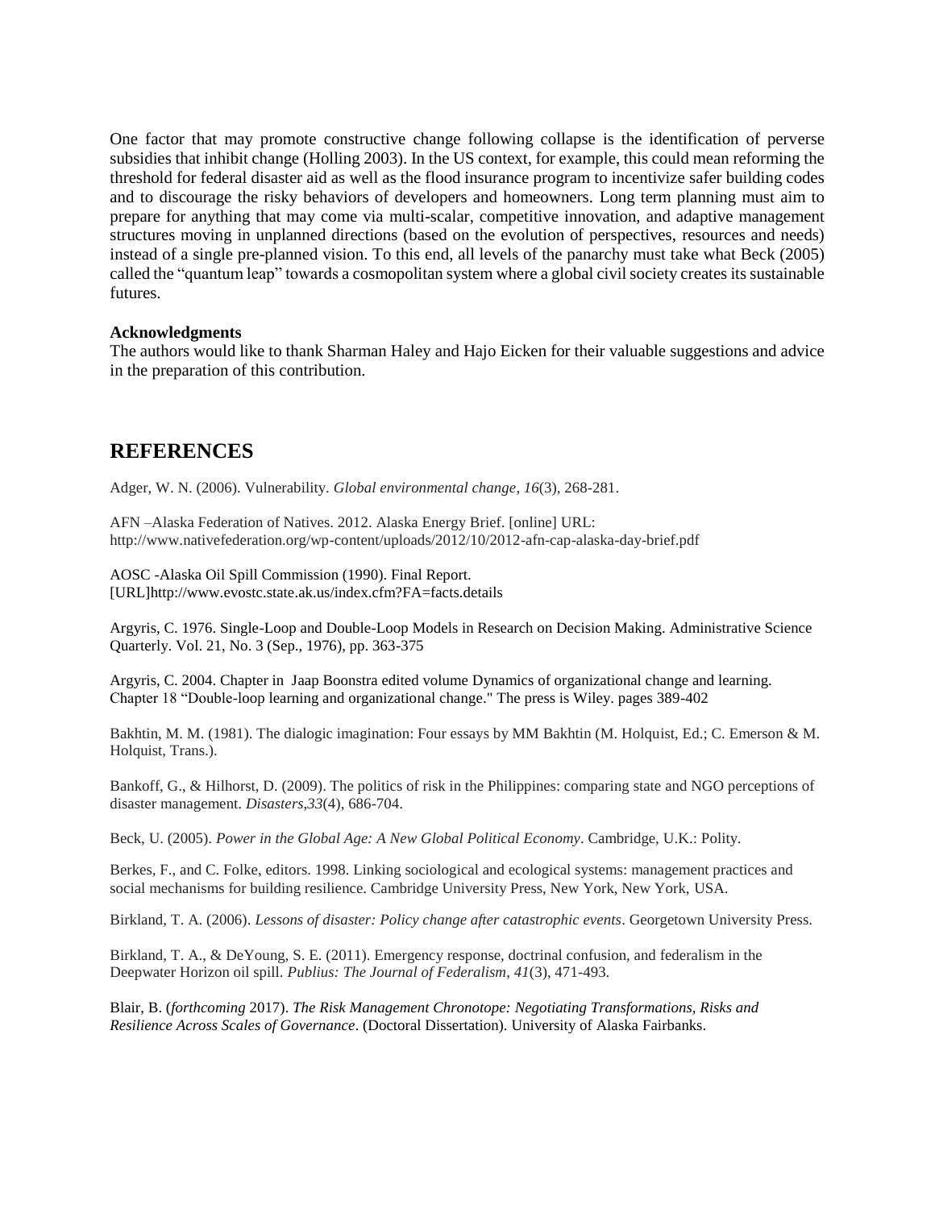One factor that may promote constructive change following collapse is the identification of perverse subsidies that inhibit change (Holling 2003). In the US context, for example, this could mean reforming the threshold for federal disaster aid as well as the flood insurance program to incentivize safer building codes and to discourage the risky behaviors of developers and homeowners. Long term planning must aim to prepare for anything that may come via multi-scalar, competitive innovation, and adaptive management structures moving in unplanned directions (based on the evolution of perspectives, resources and needs) instead of a single pre-planned vision. To this end, all levels of the panarchy must take what Beck (2005) called the "quantum leap" towards a cosmopolitan system where a global civil society creates its sustainable futures.

**Acknowledgments**

The authors would like to thank Sharman Haley and Hajo Eicken for their valuable suggestions and advice in the preparation of this contribution.

## REFERENCES

Adger, W. N. (2006). Vulnerability. *Global environmental change*, *16*(3), 268-281.

AFN –Alaska Federation of Natives. 2012. Alaska Energy Brief. [online] URL: http://www.nativefederation.org/wp-content/uploads/2012/10/2012-afn-cap-alaska-day-brief.pdf

AOSC -Alaska Oil Spill Commission (1990). Final Report. [URL]http://www.evostc.state.ak.us/index.cfm?FA=facts.details

Argyris, C. 1976. Single-Loop and Double-Loop Models in Research on Decision Making. Administrative Science Quarterly. Vol. 21, No. 3 (Sep., 1976), pp. 363-375

Argyris, C. 2004. Chapter in Jaap Boonstra edited volume Dynamics of organizational change and learning. Chapter 18 "Double-loop learning and organizational change." The press is Wiley. pages 389-402

Bakhtin, M. M. (1981). The dialogic imagination: Four essays by MM Bakhtin (M. Holquist, Ed.; C. Emerson & M. Holquist, Trans.).

Bankoff, G., & Hilhorst, D. (2009). The politics of risk in the Philippines: comparing state and NGO perceptions of disaster management. *Disasters*,*33*(4), 686-704.

Beck, U. (2005). *Power in the Global Age: A New Global Political Economy*. Cambridge, U.K.: Polity.

Berkes, F., and C. Folke, editors. 1998. Linking sociological and ecological systems: management practices and social mechanisms for building resilience. Cambridge University Press, New York, New York, USA.

Birkland, T. A. (2006). *Lessons of disaster: Policy change after catastrophic events*. Georgetown University Press.

Birkland, T. A., & DeYoung, S. E. (2011). Emergency response, doctrinal confusion, and federalism in the Deepwater Horizon oil spill. *Publius: The Journal of Federalism*, *41*(3), 471-493.

Blair, B. (*forthcoming* 2017). *The Risk Management Chronotope: Negotiating Transformations, Risks and Resilience Across Scales of Governance*. (Doctoral Dissertation). University of Alaska Fairbanks.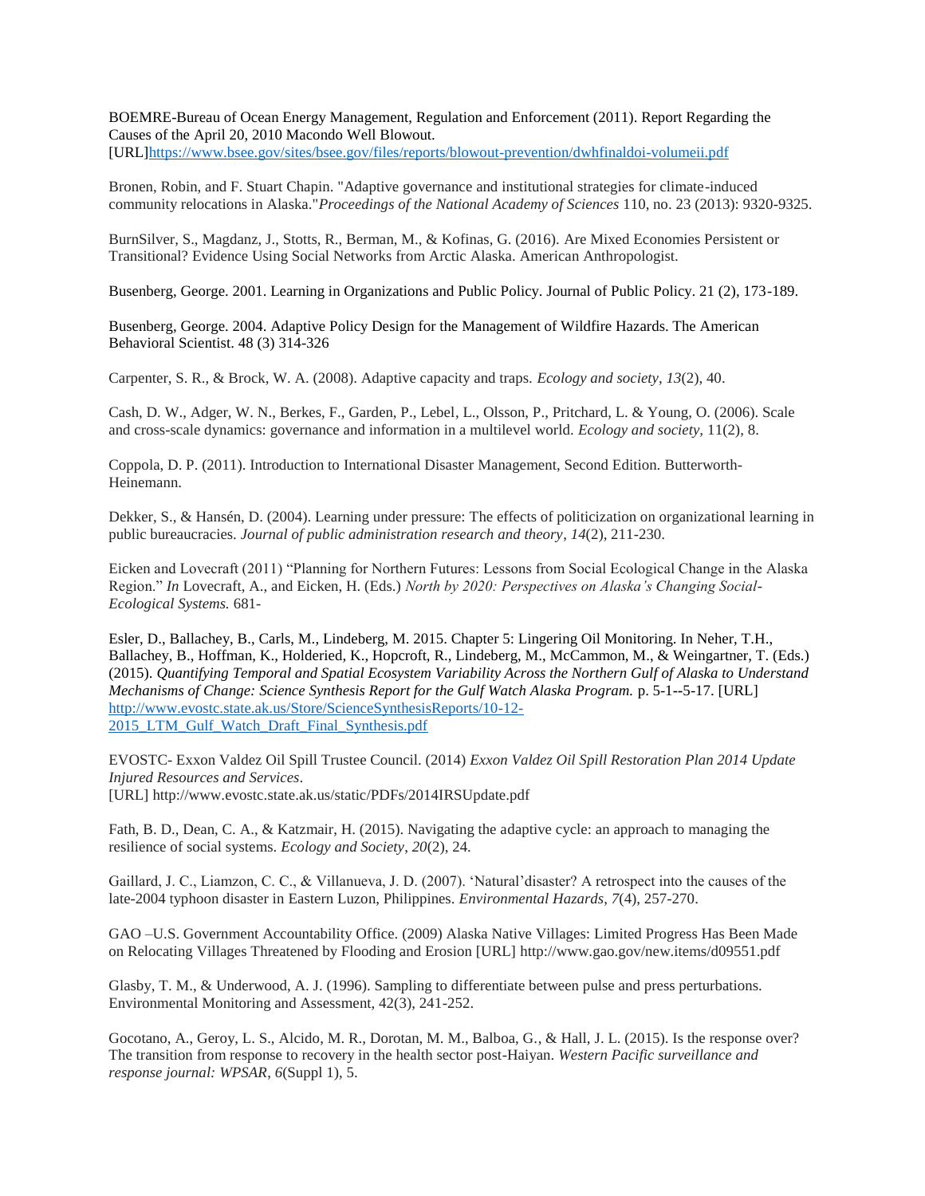BOEMRE-Bureau of Ocean Energy Management, Regulation and Enforcement (2011). Report Regarding the Causes of the April 20, 2010 Macondo Well Blowout. [URL]https://www.bsee.gov/sites/bsee.gov/files/reports/blowout-prevention/dwhfinaldoi-volumeii.pdf

Bronen, Robin, and F. Stuart Chapin. "Adaptive governance and institutional strategies for climate-induced community relocations in Alaska."*Proceedings of the National Academy of Sciences* 110, no. 23 (2013): 9320-9325.

BurnSilver, S., Magdanz, J., Stotts, R., Berman, M., & Kofinas, G. (2016). Are Mixed Economies Persistent or Transitional? Evidence Using Social Networks from Arctic Alaska. American Anthropologist.

Busenberg, George. 2001. Learning in Organizations and Public Policy. Journal of Public Policy. 21 (2), 173-189.

Busenberg, George. 2004. Adaptive Policy Design for the Management of Wildfire Hazards. The American Behavioral Scientist. 48 (3) 314-326

Carpenter, S. R., & Brock, W. A. (2008). Adaptive capacity and traps. *Ecology and society*, *13*(2), 40.

Cash, D. W., Adger, W. N., Berkes, F., Garden, P., Lebel, L., Olsson, P., Pritchard, L. & Young, O. (2006). Scale and cross-scale dynamics: governance and information in a multilevel world. *Ecology and society,* 11(2), 8.

Coppola, D. P. (2011). Introduction to International Disaster Management, Second Edition. Butterworth-Heinemann.

Dekker, S., & Hansén, D. (2004). Learning under pressure: The effects of politicization on organizational learning in public bureaucracies. *Journal of public administration research and theory*, *14*(2), 211-230.

Eicken and Lovecraft (2011) "Planning for Northern Futures: Lessons from Social Ecological Change in the Alaska Region." *In* Lovecraft, A., and Eicken, H. (Eds.) *North by 2020: Perspectives on Alaska's Changing Social-Ecological Systems.* 681-

Esler, D., Ballachey, B., Carls, M., Lindeberg, M. 2015. Chapter 5: Lingering Oil Monitoring. In Neher, T.H., Ballachey, B., Hoffman, K., Holderied, K., Hopcroft, R., Lindeberg, M., McCammon, M., & Weingartner, T. (Eds.) (2015). *Quantifying Temporal and Spatial Ecosystem Variability Across the Northern Gulf of Alaska to Understand Mechanisms of Change: Science Synthesis Report for the Gulf Watch Alaska Program.* p. 5-1--5-17. [URL] http://www.evostc.state.ak.us/Store/ScienceSynthesisReports/10-12-2015_LTM_Gulf_Watch_Draft_Final_Synthesis.pdf

EVOSTC- Exxon Valdez Oil Spill Trustee Council. (2014) *Exxon Valdez Oil Spill Restoration Plan 2014 Update Injured Resources and Services*. [URL] http://www.evostc.state.ak.us/static/PDFs/2014IRSUpdate.pdf

Fath, B. D., Dean, C. A., & Katzmair, H. (2015). Navigating the adaptive cycle: an approach to managing the resilience of social systems. *Ecology and Society*, *20*(2), 24.

Gaillard, J. C., Liamzon, C. C., & Villanueva, J. D. (2007). 'Natural'disaster? A retrospect into the causes of the late-2004 typhoon disaster in Eastern Luzon, Philippines. *Environmental Hazards*, *7*(4), 257-270.

GAO –U.S. Government Accountability Office. (2009) Alaska Native Villages: Limited Progress Has Been Made on Relocating Villages Threatened by Flooding and Erosion [URL] http://www.gao.gov/new.items/d09551.pdf

Glasby, T. M., & Underwood, A. J. (1996). Sampling to differentiate between pulse and press perturbations. Environmental Monitoring and Assessment, 42(3), 241-252.

Gocotano, A., Geroy, L. S., Alcido, M. R., Dorotan, M. M., Balboa, G., & Hall, J. L. (2015). Is the response over? The transition from response to recovery in the health sector post-Haiyan. *Western Pacific surveillance and response journal: WPSAR*, *6*(Suppl 1), 5.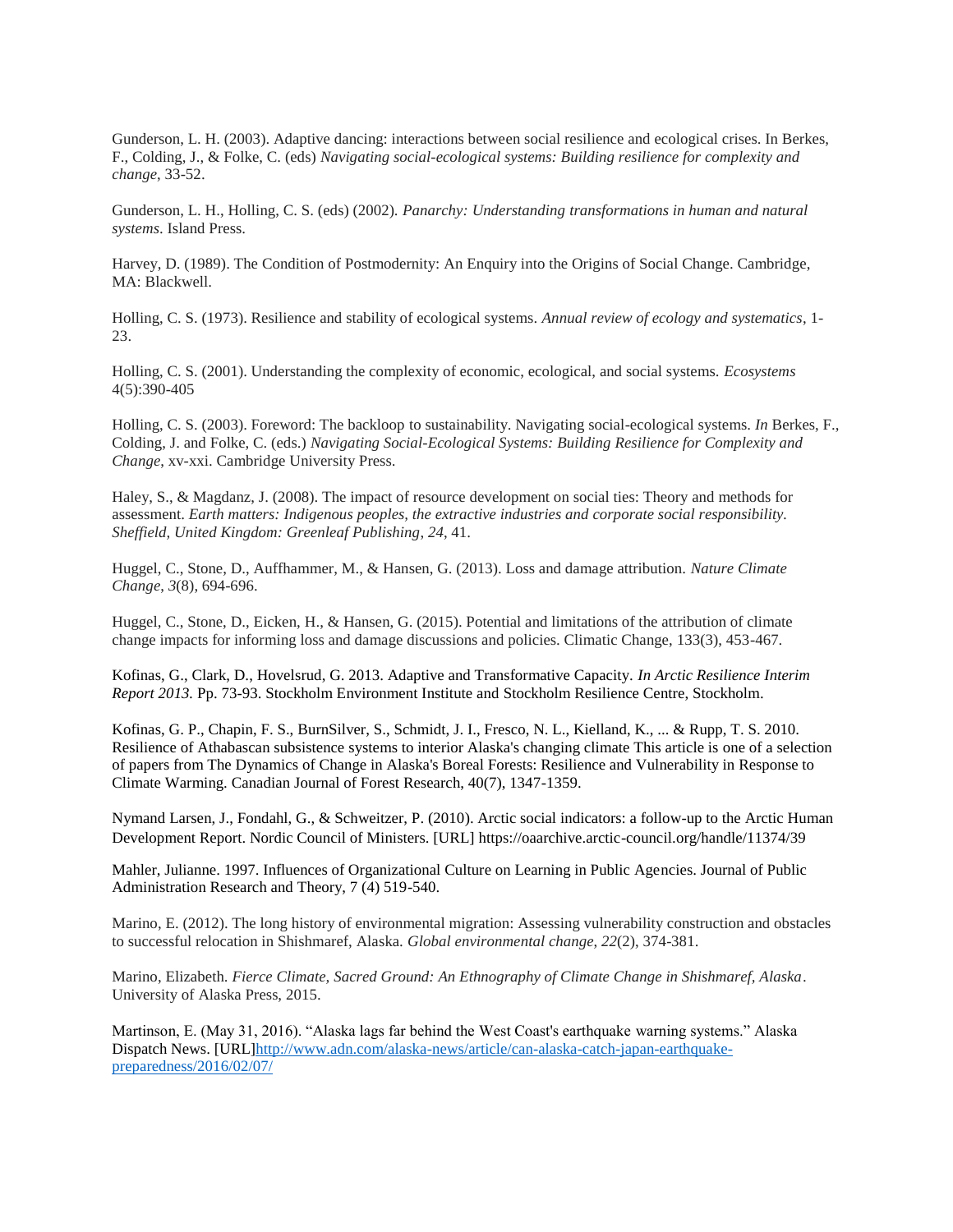Gunderson, L. H. (2003). Adaptive dancing: interactions between social resilience and ecological crises. In Berkes, F., Colding, J., & Folke, C. (eds) *Navigating social-ecological systems: Building resilience for complexity and change*, 33-52.

Gunderson, L. H., Holling, C. S. (eds) (2002). *Panarchy: Understanding transformations in human and natural systems*. Island Press.

Harvey, D. (1989). The Condition of Postmodernity: An Enquiry into the Origins of Social Change. Cambridge, MA: Blackwell.

Holling, C. S. (1973). Resilience and stability of ecological systems. *Annual review of ecology and systematics*, 1-23.

Holling, C. S. (2001). Understanding the complexity of economic, ecological, and social systems. *Ecosystems* 4(5):390-405

Holling, C. S. (2003). Foreword: The backloop to sustainability. Navigating social-ecological systems. *In* Berkes, F., Colding, J. and Folke, C. (eds.) *Navigating Social-Ecological Systems: Building Resilience for Complexity and Change*, xv-xxi. Cambridge University Press.

Haley, S., & Magdanz, J. (2008). The impact of resource development on social ties: Theory and methods for assessment. *Earth matters: Indigenous peoples, the extractive industries and corporate social responsibility. Sheffield, United Kingdom: Greenleaf Publishing*, *24*, 41.

Huggel, C., Stone, D., Auffhammer, M., & Hansen, G. (2013). Loss and damage attribution. *Nature Climate Change*, *3*(8), 694-696.

Huggel, C., Stone, D., Eicken, H., & Hansen, G. (2015). Potential and limitations of the attribution of climate change impacts for informing loss and damage discussions and policies. Climatic Change, 133(3), 453-467.

Kofinas, G., Clark, D., Hovelsrud, G. 2013. Adaptive and Transformative Capacity. *In Arctic Resilience Interim Report 2013.* Pp. 73-93. Stockholm Environment Institute and Stockholm Resilience Centre, Stockholm.

Kofinas, G. P., Chapin, F. S., BurnSilver, S., Schmidt, J. I., Fresco, N. L., Kielland, K., ... & Rupp, T. S. 2010. Resilience of Athabascan subsistence systems to interior Alaska's changing climate This article is one of a selection of papers from The Dynamics of Change in Alaska's Boreal Forests: Resilience and Vulnerability in Response to Climate Warming. Canadian Journal of Forest Research, 40(7), 1347-1359.

Nymand Larsen, J., Fondahl, G., & Schweitzer, P. (2010). Arctic social indicators: a follow-up to the Arctic Human Development Report. Nordic Council of Ministers. [URL] https://oaarchive.arctic-council.org/handle/11374/39

Mahler, Julianne. 1997. Influences of Organizational Culture on Learning in Public Agencies. Journal of Public Administration Research and Theory, 7 (4) 519-540.

Marino, E. (2012). The long history of environmental migration: Assessing vulnerability construction and obstacles to successful relocation in Shishmaref, Alaska. *Global environmental change*, *22*(2), 374-381.

Marino, Elizabeth. *Fierce Climate, Sacred Ground: An Ethnography of Climate Change in Shishmaref, Alaska*. University of Alaska Press, 2015.

Martinson, E. (May 31, 2016). "Alaska lags far behind the West Coast's earthquake warning systems." Alaska Dispatch News. [URL]http://www.adn.com/alaska-news/article/can-alaska-catch-japan-earthquake-preparedness/2016/02/07/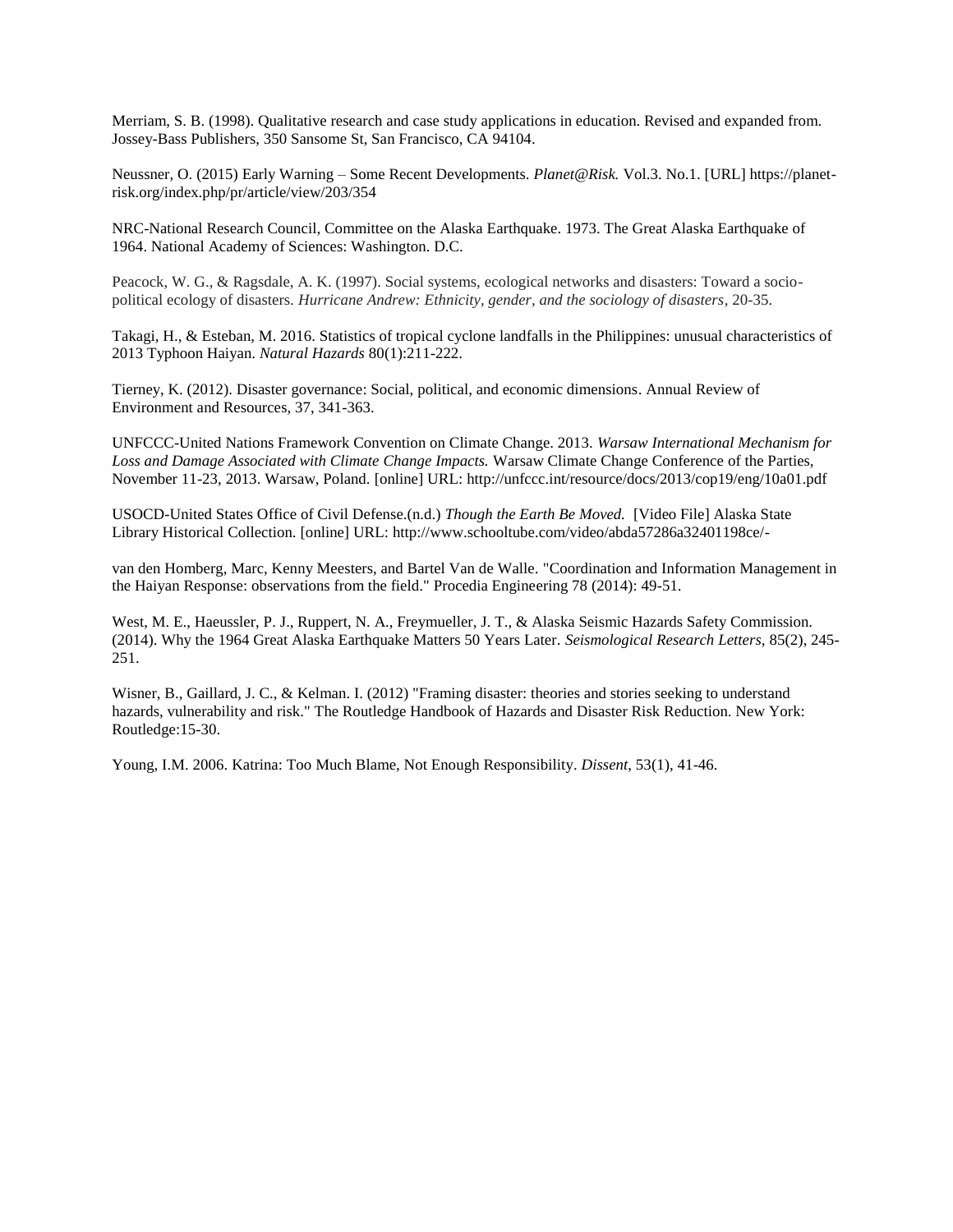Merriam, S. B. (1998). Qualitative research and case study applications in education. Revised and expanded from. Jossey-Bass Publishers, 350 Sansome St, San Francisco, CA 94104.

Neussner, O. (2015) Early Warning – Some Recent Developments. *Planet@Risk.* Vol.3. No.1. [URL] https://planet-risk.org/index.php/pr/article/view/203/354

NRC-National Research Council, Committee on the Alaska Earthquake. 1973. The Great Alaska Earthquake of 1964. National Academy of Sciences: Washington. D.C.

Peacock, W. G., & Ragsdale, A. K. (1997). Social systems, ecological networks and disasters: Toward a socio-political ecology of disasters. *Hurricane Andrew: Ethnicity, gender, and the sociology of disasters*, 20-35.

Takagi, H., & Esteban, M. 2016. Statistics of tropical cyclone landfalls in the Philippines: unusual characteristics of 2013 Typhoon Haiyan. *Natural Hazards* 80(1):211-222.

Tierney, K. (2012). Disaster governance: Social, political, and economic dimensions. Annual Review of Environment and Resources, 37, 341-363.

UNFCCC-United Nations Framework Convention on Climate Change. 2013. *Warsaw International Mechanism for Loss and Damage Associated with Climate Change Impacts.* Warsaw Climate Change Conference of the Parties, November 11-23, 2013. Warsaw, Poland. [online] URL: http://unfccc.int/resource/docs/2013/cop19/eng/10a01.pdf

USOCD-United States Office of Civil Defense.(n.d.) *Though the Earth Be Moved.* [Video File] Alaska State Library Historical Collection. [online] URL: http://www.schooltube.com/video/abda57286a32401198ce/-

van den Homberg, Marc, Kenny Meesters, and Bartel Van de Walle. "Coordination and Information Management in the Haiyan Response: observations from the field." Procedia Engineering 78 (2014): 49-51.

West, M. E., Haeussler, P. J., Ruppert, N. A., Freymueller, J. T., & Alaska Seismic Hazards Safety Commission. (2014). Why the 1964 Great Alaska Earthquake Matters 50 Years Later. *Seismological Research Letters,* 85(2), 245-251.

Wisner, B., Gaillard, J. C., & Kelman. I. (2012) "Framing disaster: theories and stories seeking to understand hazards, vulnerability and risk." The Routledge Handbook of Hazards and Disaster Risk Reduction. New York: Routledge:15-30.

Young, I.M. 2006. Katrina: Too Much Blame, Not Enough Responsibility. *Dissent*, 53(1), 41-46.